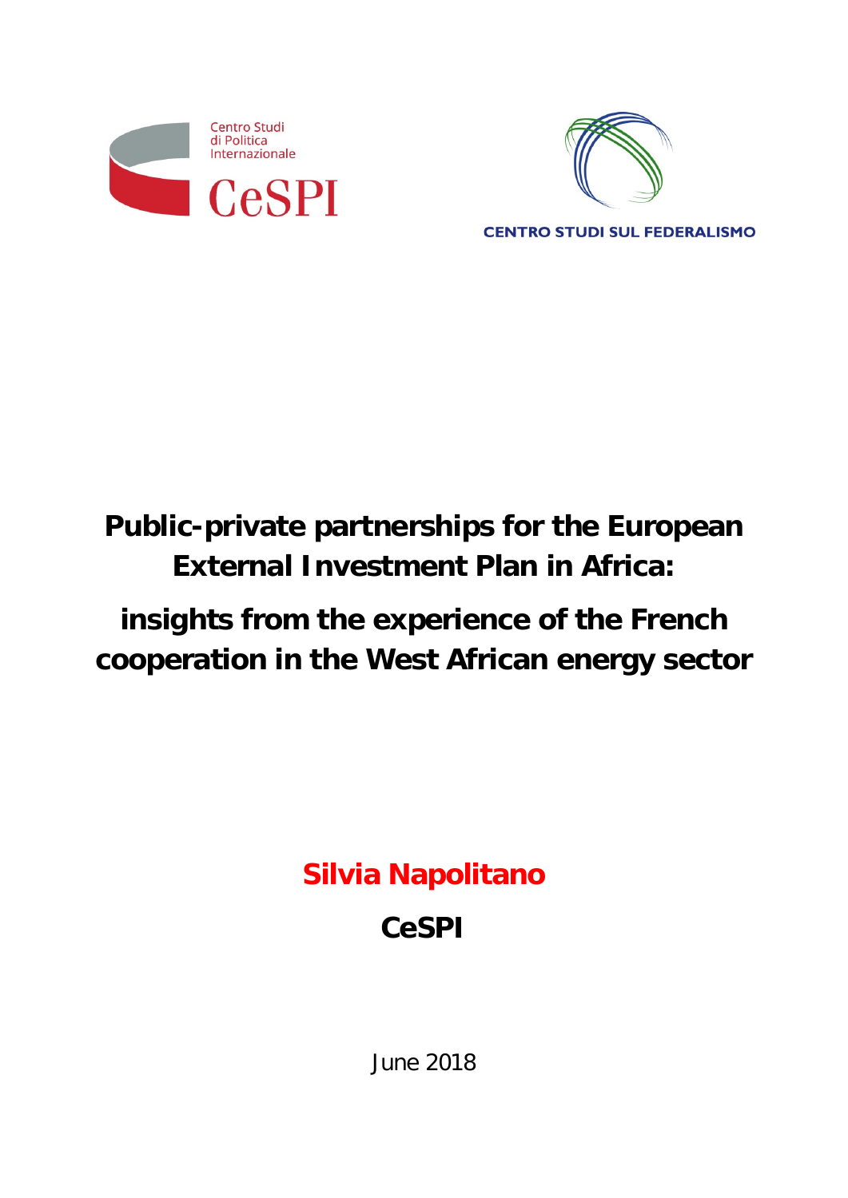Centro Studi di Politica Internazionale

CeSPI

CENTRO STUDI SUL FEDERALISMO

# Public-private partnerships for the European External Investment Plan in Africa:

# insights from the experience of the French cooperation in the West African energy sector

**Silvia Napolitano**

**CeSPI**

June 2018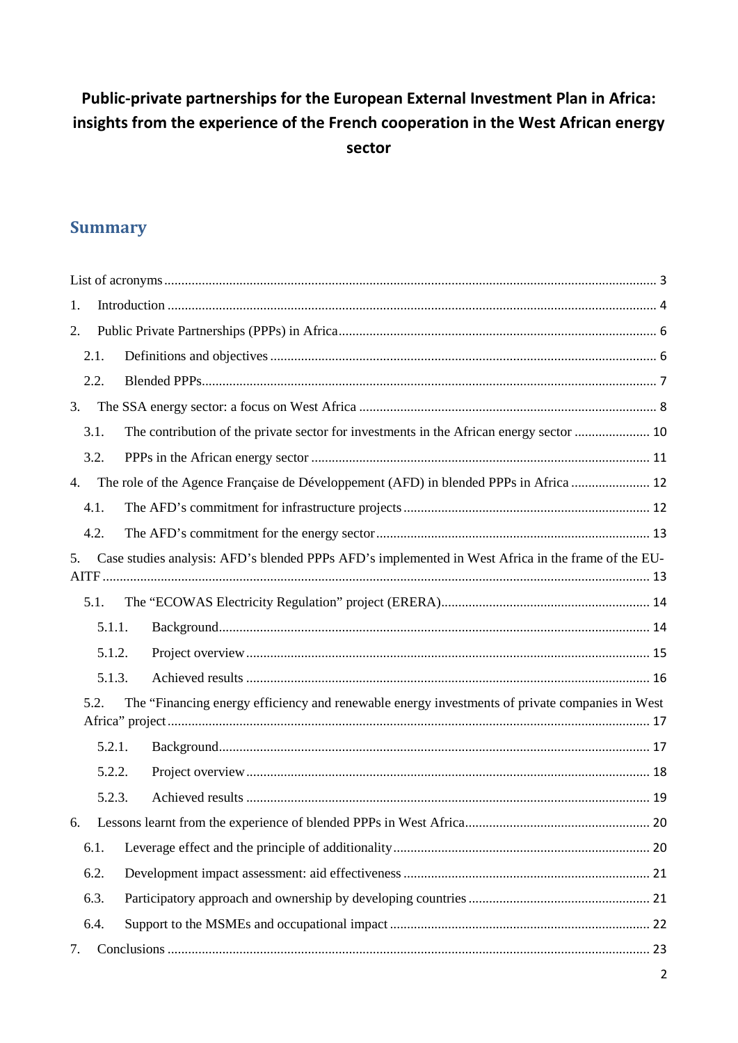# Public-private partnerships for the European External Investment Plan in Africa: insights from the experience of the French cooperation in the West African energy sector

## Summary

List of acronyms ........ 3

1. Introduction ........ 4
2. Public Private Partnerships (PPPs) in Africa ........ 6
   - 2.1. Definitions and objectives ........ 6
   - 2.2. Blended PPPs ........ 7
3. The SSA energy sector: a focus on West Africa ........ 8
   - 3.1. The contribution of the private sector for investments in the African energy sector ........ 10
   - 3.2. PPPs in the African energy sector ........ 11
4. The role of the Agence Française de Développement (AFD) in blended PPPs in Africa ........ 12
   - 4.1. The AFD's commitment for infrastructure projects ........ 12
   - 4.2. The AFD's commitment for the energy sector ........ 13
5. Case studies analysis: AFD's blended PPPs AFD's implemented in West Africa in the frame of the EU-AITF ........ 13
   - 5.1. The "ECOWAS Electricity Regulation" project (ERERA) ........ 14
     - 5.1.1. Background ........ 14
     - 5.1.2. Project overview ........ 15
     - 5.1.3. Achieved results ........ 16
   - 5.2. The "Financing energy efficiency and renewable energy investments of private companies in West Africa" project ........ 17
     - 5.2.1. Background ........ 17
     - 5.2.2. Project overview ........ 18
     - 5.2.3. Achieved results ........ 19
6. Lessons learnt from the experience of blended PPPs in West Africa ........ 20
   - 6.1. Leverage effect and the principle of additionality ........ 20
   - 6.2. Development impact assessment: aid effectiveness ........ 21
   - 6.3. Participatory approach and ownership by developing countries ........ 21
   - 6.4. Support to the MSMEs and occupational impact ........ 22
7. Conclusions ........ 23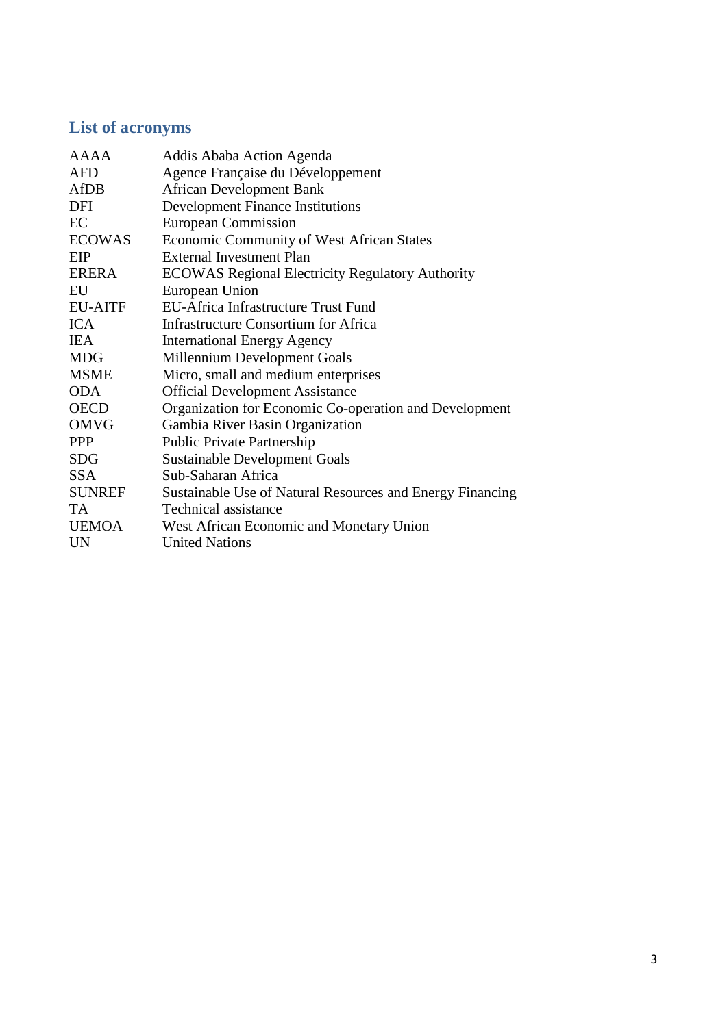## List of acronyms

| | |
|---|---|
| AAAA | Addis Ababa Action Agenda |
| AFD | Agence Française du Développement |
| AfDB | African Development Bank |
| DFI | Development Finance Institutions |
| EC | European Commission |
| ECOWAS | Economic Community of West African States |
| EIP | External Investment Plan |
| ERERA | ECOWAS Regional Electricity Regulatory Authority |
| EU | European Union |
| EU-AITF | EU-Africa Infrastructure Trust Fund |
| ICA | Infrastructure Consortium for Africa |
| IEA | International Energy Agency |
| MDG | Millennium Development Goals |
| MSME | Micro, small and medium enterprises |
| ODA | Official Development Assistance |
| OECD | Organization for Economic Co-operation and Development |
| OMVG | Gambia River Basin Organization |
| PPP | Public Private Partnership |
| SDG | Sustainable Development Goals |
| SSA | Sub-Saharan Africa |
| SUNREF | Sustainable Use of Natural Resources and Energy Financing |
| TA | Technical assistance |
| UEMOA | West African Economic and Monetary Union |
| UN | United Nations |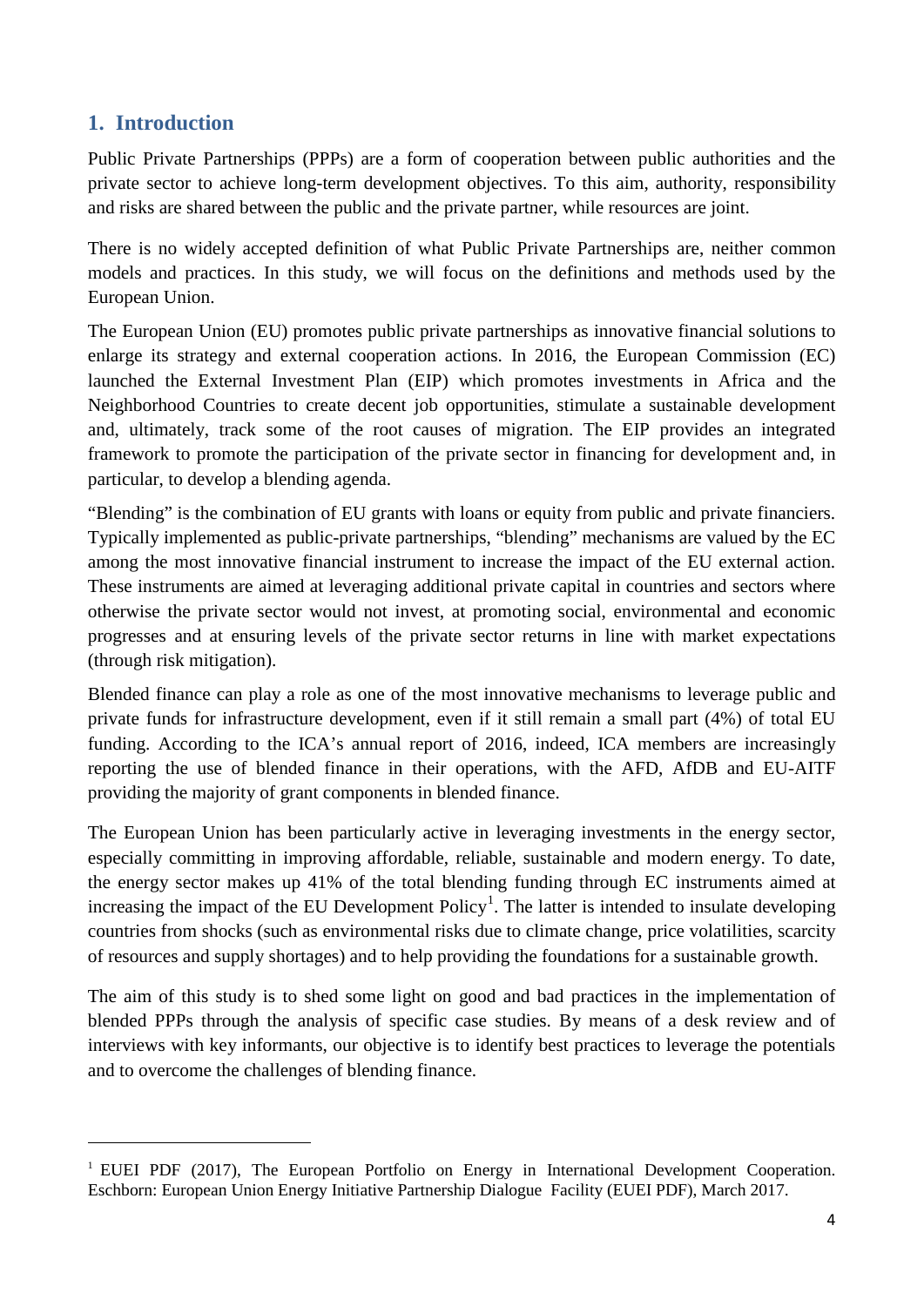## 1. Introduction

Public Private Partnerships (PPPs) are a form of cooperation between public authorities and the private sector to achieve long-term development objectives. To this aim, authority, responsibility and risks are shared between the public and the private partner, while resources are joint.

There is no widely accepted definition of what Public Private Partnerships are, neither common models and practices. In this study, we will focus on the definitions and methods used by the European Union.

The European Union (EU) promotes public private partnerships as innovative financial solutions to enlarge its strategy and external cooperation actions. In 2016, the European Commission (EC) launched the External Investment Plan (EIP) which promotes investments in Africa and the Neighborhood Countries to create decent job opportunities, stimulate a sustainable development and, ultimately, track some of the root causes of migration. The EIP provides an integrated framework to promote the participation of the private sector in financing for development and, in particular, to develop a blending agenda.

"Blending" is the combination of EU grants with loans or equity from public and private financiers. Typically implemented as public-private partnerships, "blending" mechanisms are valued by the EC among the most innovative financial instrument to increase the impact of the EU external action. These instruments are aimed at leveraging additional private capital in countries and sectors where otherwise the private sector would not invest, at promoting social, environmental and economic progresses and at ensuring levels of the private sector returns in line with market expectations (through risk mitigation).

Blended finance can play a role as one of the most innovative mechanisms to leverage public and private funds for infrastructure development, even if it still remain a small part (4%) of total EU funding. According to the ICA's annual report of 2016, indeed, ICA members are increasingly reporting the use of blended finance in their operations, with the AFD, AfDB and EU-AITF providing the majority of grant components in blended finance.

The European Union has been particularly active in leveraging investments in the energy sector, especially committing in improving affordable, reliable, sustainable and modern energy. To date, the energy sector makes up 41% of the total blending funding through EC instruments aimed at increasing the impact of the EU Development Policy[1]. The latter is intended to insulate developing countries from shocks (such as environmental risks due to climate change, price volatilities, scarcity of resources and supply shortages) and to help providing the foundations for a sustainable growth.

The aim of this study is to shed some light on good and bad practices in the implementation of blended PPPs through the analysis of specific case studies. By means of a desk review and of interviews with key informants, our objective is to identify best practices to leverage the potentials and to overcome the challenges of blending finance.

---

[1] EUEI PDF (2017), The European Portfolio on Energy in International Development Cooperation. Eschborn: European Union Energy Initiative Partnership Dialogue Facility (EUEI PDF), March 2017.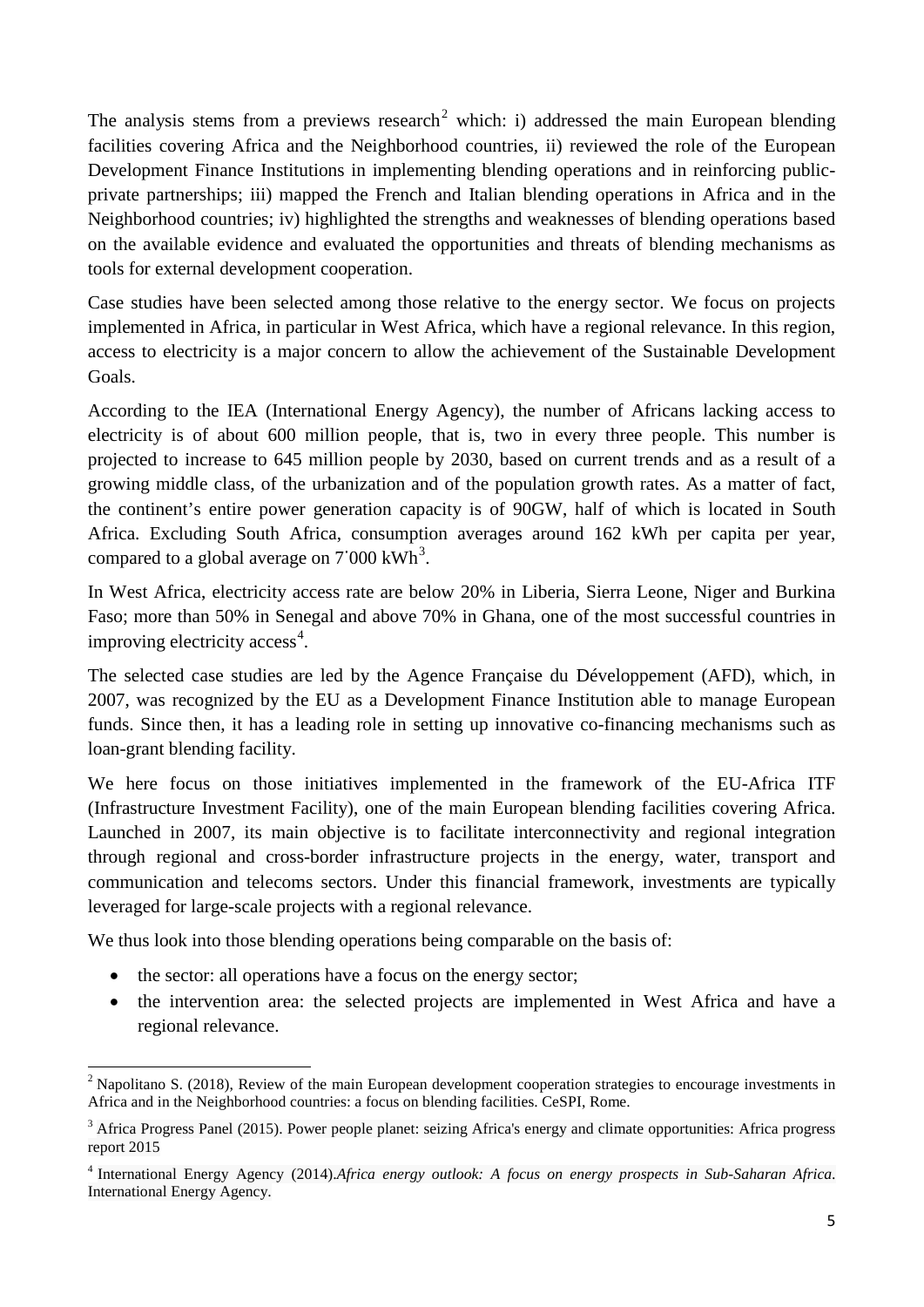The analysis stems from a previews research[2] which: i) addressed the main European blending facilities covering Africa and the Neighborhood countries, ii) reviewed the role of the European Development Finance Institutions in implementing blending operations and in reinforcing public-private partnerships; iii) mapped the French and Italian blending operations in Africa and in the Neighborhood countries; iv) highlighted the strengths and weaknesses of blending operations based on the available evidence and evaluated the opportunities and threats of blending mechanisms as tools for external development cooperation.

Case studies have been selected among those relative to the energy sector. We focus on projects implemented in Africa, in particular in West Africa, which have a regional relevance. In this region, access to electricity is a major concern to allow the achievement of the Sustainable Development Goals.

According to the IEA (International Energy Agency), the number of Africans lacking access to electricity is of about 600 million people, that is, two in every three people. This number is projected to increase to 645 million people by 2030, based on current trends and as a result of a growing middle class, of the urbanization and of the population growth rates. As a matter of fact, the continent's entire power generation capacity is of 90GW, half of which is located in South Africa. Excluding South Africa, consumption averages around 162 kWh per capita per year, compared to a global average on 7'000 kWh[3].

In West Africa, electricity access rate are below 20% in Liberia, Sierra Leone, Niger and Burkina Faso; more than 50% in Senegal and above 70% in Ghana, one of the most successful countries in improving electricity access[4].

The selected case studies are led by the Agence Française du Développement (AFD), which, in 2007, was recognized by the EU as a Development Finance Institution able to manage European funds. Since then, it has a leading role in setting up innovative co-financing mechanisms such as loan-grant blending facility.

We here focus on those initiatives implemented in the framework of the EU-Africa ITF (Infrastructure Investment Facility), one of the main European blending facilities covering Africa. Launched in 2007, its main objective is to facilitate interconnectivity and regional integration through regional and cross-border infrastructure projects in the energy, water, transport and communication and telecoms sectors. Under this financial framework, investments are typically leveraged for large-scale projects with a regional relevance.

We thus look into those blending operations being comparable on the basis of:

- the sector: all operations have a focus on the energy sector;
- the intervention area: the selected projects are implemented in West Africa and have a regional relevance.

---

[2] Napolitano S. (2018), Review of the main European development cooperation strategies to encourage investments in Africa and in the Neighborhood countries: a focus on blending facilities. CeSPI, Rome.

[3] Africa Progress Panel (2015). Power people planet: seizing Africa's energy and climate opportunities: Africa progress report 2015

[4] International Energy Agency (2014).*Africa energy outlook: A focus on energy prospects in Sub-Saharan Africa*. International Energy Agency.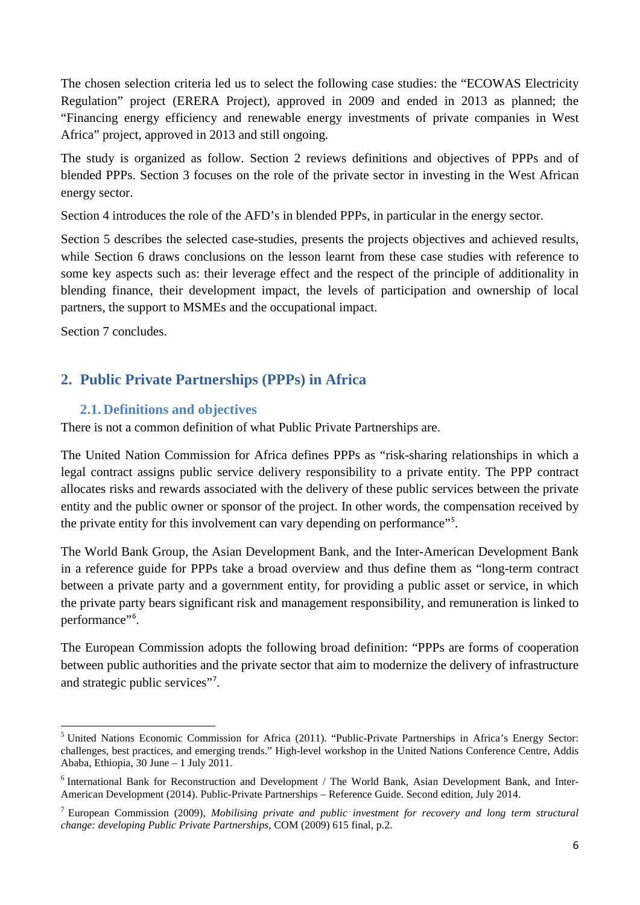The chosen selection criteria led us to select the following case studies: the "ECOWAS Electricity Regulation" project (ERERA Project), approved in 2009 and ended in 2013 as planned; the "Financing energy efficiency and renewable energy investments of private companies in West Africa" project, approved in 2013 and still ongoing.

The study is organized as follow. Section 2 reviews definitions and objectives of PPPs and of blended PPPs. Section 3 focuses on the role of the private sector in investing in the West African energy sector.

Section 4 introduces the role of the AFD's in blended PPPs, in particular in the energy sector.

Section 5 describes the selected case-studies, presents the projects objectives and achieved results, while Section 6 draws conclusions on the lesson learnt from these case studies with reference to some key aspects such as: their leverage effect and the respect of the principle of additionality in blending finance, their development impact, the levels of participation and ownership of local partners, the support to MSMEs and the occupational impact.

Section 7 concludes.

## 2. Public Private Partnerships (PPPs) in Africa

### 2.1. Definitions and objectives

There is not a common definition of what Public Private Partnerships are.

The United Nation Commission for Africa defines PPPs as "risk-sharing relationships in which a legal contract assigns public service delivery responsibility to a private entity. The PPP contract allocates risks and rewards associated with the delivery of these public services between the private entity and the public owner or sponsor of the project. In other words, the compensation received by the private entity for this involvement can vary depending on performance"[5].

The World Bank Group, the Asian Development Bank, and the Inter-American Development Bank in a reference guide for PPPs take a broad overview and thus define them as "long-term contract between a private party and a government entity, for providing a public asset or service, in which the private party bears significant risk and management responsibility, and remuneration is linked to performance"[6].

The European Commission adopts the following broad definition: "PPPs are forms of cooperation between public authorities and the private sector that aim to modernize the delivery of infrastructure and strategic public services"[7].

---

[5] United Nations Economic Commission for Africa (2011). "Public-Private Partnerships in Africa's Energy Sector: challenges, best practices, and emerging trends." High-level workshop in the United Nations Conference Centre, Addis Ababa, Ethiopia, 30 June – 1 July 2011.

[6] International Bank for Reconstruction and Development / The World Bank, Asian Development Bank, and Inter-American Development (2014). Public-Private Partnerships – Reference Guide. Second edition, July 2014.

[7] European Commission (2009), *Mobilising private and public investment for recovery and long term structural change: developing Public Private Partnerships*, COM (2009) 615 final, p.2.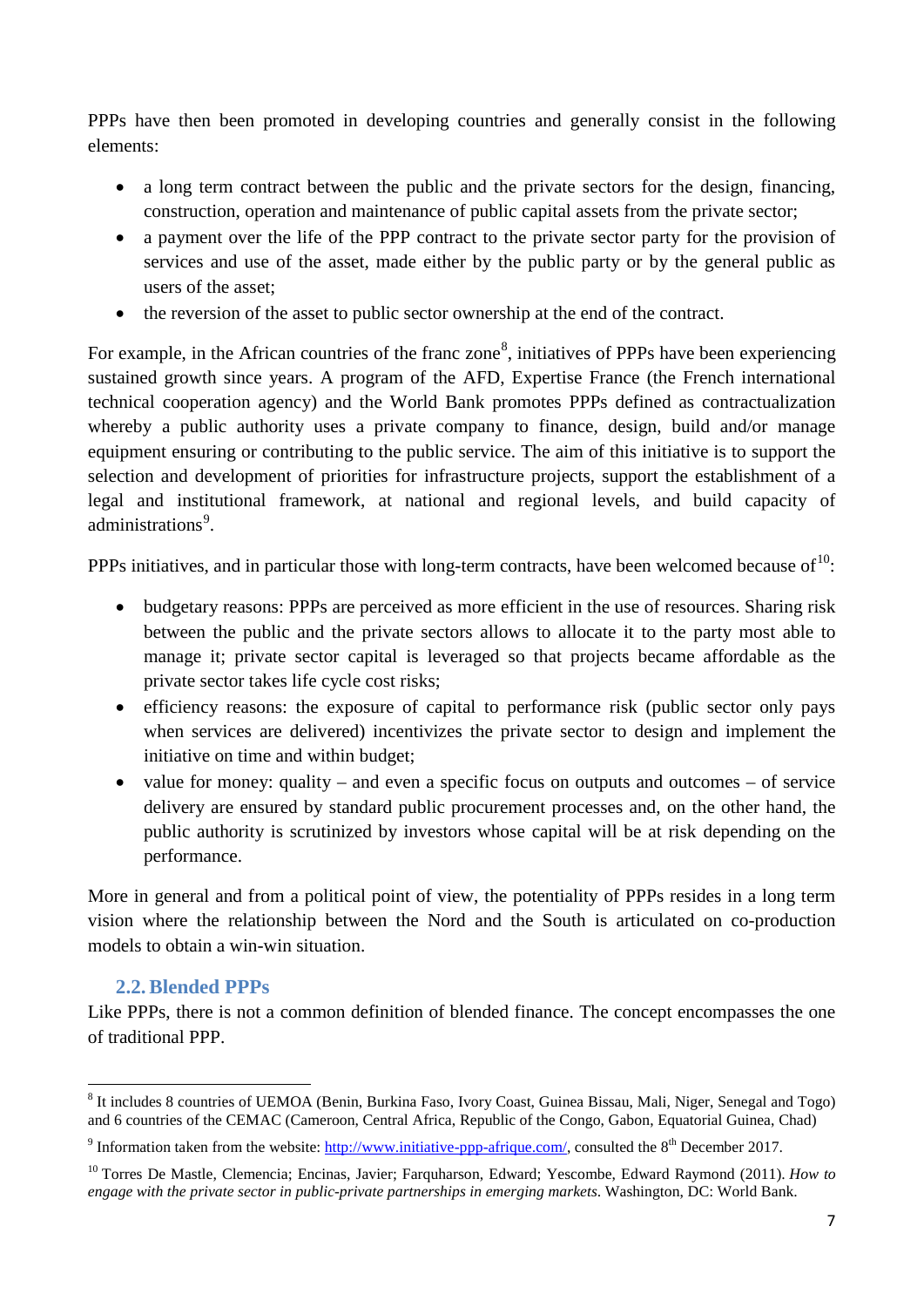PPPs have then been promoted in developing countries and generally consist in the following elements:

- a long term contract between the public and the private sectors for the design, financing, construction, operation and maintenance of public capital assets from the private sector;
- a payment over the life of the PPP contract to the private sector party for the provision of services and use of the asset, made either by the public party or by the general public as users of the asset;
- the reversion of the asset to public sector ownership at the end of the contract.

For example, in the African countries of the franc zone[8], initiatives of PPPs have been experiencing sustained growth since years. A program of the AFD, Expertise France (the French international technical cooperation agency) and the World Bank promotes PPPs defined as contractualization whereby a public authority uses a private company to finance, design, build and/or manage equipment ensuring or contributing to the public service. The aim of this initiative is to support the selection and development of priorities for infrastructure projects, support the establishment of a legal and institutional framework, at national and regional levels, and build capacity of administrations[9].

PPPs initiatives, and in particular those with long-term contracts, have been welcomed because of[10]:

- budgetary reasons: PPPs are perceived as more efficient in the use of resources. Sharing risk between the public and the private sectors allows to allocate it to the party most able to manage it; private sector capital is leveraged so that projects became affordable as the private sector takes life cycle cost risks;
- efficiency reasons: the exposure of capital to performance risk (public sector only pays when services are delivered) incentivizes the private sector to design and implement the initiative on time and within budget;
- value for money: quality – and even a specific focus on outputs and outcomes – of service delivery are ensured by standard public procurement processes and, on the other hand, the public authority is scrutinized by investors whose capital will be at risk depending on the performance.

More in general and from a political point of view, the potentiality of PPPs resides in a long term vision where the relationship between the Nord and the South is articulated on co-production models to obtain a win-win situation.

## 2.2. Blended PPPs

Like PPPs, there is not a common definition of blended finance. The concept encompasses the one of traditional PPP.

---

[8] It includes 8 countries of UEMOA (Benin, Burkina Faso, Ivory Coast, Guinea Bissau, Mali, Niger, Senegal and Togo) and 6 countries of the CEMAC (Cameroon, Central Africa, Republic of the Congo, Gabon, Equatorial Guinea, Chad)

[9] Information taken from the website: [http://www.initiative-ppp-afrique.com/](http://www.initiative-ppp-afrique.com/), consulted the 8th December 2017.

[10] Torres De Mastle, Clemencia; Encinas, Javier; Farquharson, Edward; Yescombe, Edward Raymond (2011). *How to engage with the private sector in public-private partnerships in emerging markets*. Washington, DC: World Bank.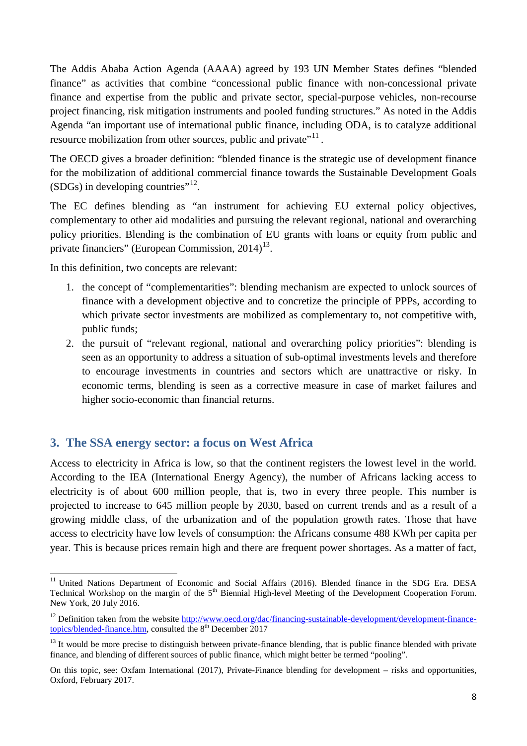The Addis Ababa Action Agenda (AAAA) agreed by 193 UN Member States defines "blended finance" as activities that combine "concessional public finance with non-concessional private finance and expertise from the public and private sector, special-purpose vehicles, non-recourse project financing, risk mitigation instruments and pooled funding structures." As noted in the Addis Agenda "an important use of international public finance, including ODA, is to catalyze additional resource mobilization from other sources, public and private"[11].

The OECD gives a broader definition: "blended finance is the strategic use of development finance for the mobilization of additional commercial finance towards the Sustainable Development Goals (SDGs) in developing countries"[12].

The EC defines blending as "an instrument for achieving EU external policy objectives, complementary to other aid modalities and pursuing the relevant regional, national and overarching policy priorities. Blending is the combination of EU grants with loans or equity from public and private financiers" (European Commission, 2014)[13].

In this definition, two concepts are relevant:

1. the concept of "complementarities": blending mechanism are expected to unlock sources of finance with a development objective and to concretize the principle of PPPs, according to which private sector investments are mobilized as complementary to, not competitive with, public funds;
2. the pursuit of "relevant regional, national and overarching policy priorities": blending is seen as an opportunity to address a situation of sub-optimal investments levels and therefore to encourage investments in countries and sectors which are unattractive or risky. In economic terms, blending is seen as a corrective measure in case of market failures and higher socio-economic than financial returns.

## 3. The SSA energy sector: a focus on West Africa

Access to electricity in Africa is low, so that the continent registers the lowest level in the world. According to the IEA (International Energy Agency), the number of Africans lacking access to electricity is of about 600 million people, that is, two in every three people. This number is projected to increase to 645 million people by 2030, based on current trends and as a result of a growing middle class, of the urbanization and of the population growth rates. Those that have access to electricity have low levels of consumption: the Africans consume 488 KWh per capita per year. This is because prices remain high and there are frequent power shortages. As a matter of fact,

---

[11] United Nations Department of Economic and Social Affairs (2016). Blended finance in the SDG Era. DESA Technical Workshop on the margin of the 5th Biennial High-level Meeting of the Development Cooperation Forum. New York, 20 July 2016.

[12] Definition taken from the website http://www.oecd.org/dac/financing-sustainable-development/development-finance-topics/blended-finance.htm, consulted the 8th December 2017

[13] It would be more precise to distinguish between private-finance blending, that is public finance blended with private finance, and blending of different sources of public finance, which might better be termed "pooling".

On this topic, see: Oxfam International (2017), Private-Finance blending for development – risks and opportunities, Oxford, February 2017.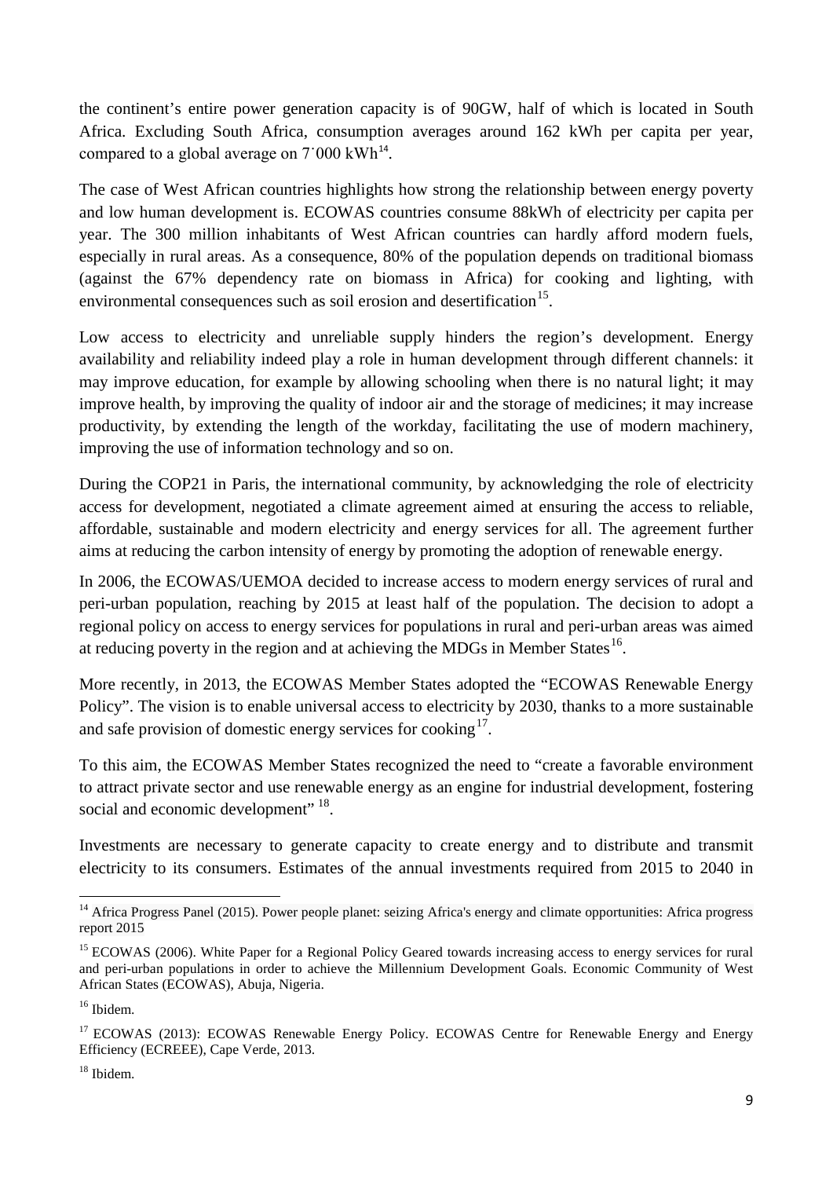the continent's entire power generation capacity is of 90GW, half of which is located in South Africa. Excluding South Africa, consumption averages around 162 kWh per capita per year, compared to a global average on 7˙000 kWh[14].

The case of West African countries highlights how strong the relationship between energy poverty and low human development is. ECOWAS countries consume 88kWh of electricity per capita per year. The 300 million inhabitants of West African countries can hardly afford modern fuels, especially in rural areas. As a consequence, 80% of the population depends on traditional biomass (against the 67% dependency rate on biomass in Africa) for cooking and lighting, with environmental consequences such as soil erosion and desertification[15].

Low access to electricity and unreliable supply hinders the region's development. Energy availability and reliability indeed play a role in human development through different channels: it may improve education, for example by allowing schooling when there is no natural light; it may improve health, by improving the quality of indoor air and the storage of medicines; it may increase productivity, by extending the length of the workday, facilitating the use of modern machinery, improving the use of information technology and so on.

During the COP21 in Paris, the international community, by acknowledging the role of electricity access for development, negotiated a climate agreement aimed at ensuring the access to reliable, affordable, sustainable and modern electricity and energy services for all. The agreement further aims at reducing the carbon intensity of energy by promoting the adoption of renewable energy.

In 2006, the ECOWAS/UEMOA decided to increase access to modern energy services of rural and peri-urban population, reaching by 2015 at least half of the population. The decision to adopt a regional policy on access to energy services for populations in rural and peri-urban areas was aimed at reducing poverty in the region and at achieving the MDGs in Member States[16].

More recently, in 2013, the ECOWAS Member States adopted the "ECOWAS Renewable Energy Policy". The vision is to enable universal access to electricity by 2030, thanks to a more sustainable and safe provision of domestic energy services for cooking[17].

To this aim, the ECOWAS Member States recognized the need to "create a favorable environment to attract private sector and use renewable energy as an engine for industrial development, fostering social and economic development" [18].

Investments are necessary to generate capacity to create energy and to distribute and transmit electricity to its consumers. Estimates of the annual investments required from 2015 to 2040 in

---

[14] Africa Progress Panel (2015). Power people planet: seizing Africa's energy and climate opportunities: Africa progress report 2015

[15] ECOWAS (2006). White Paper for a Regional Policy Geared towards increasing access to energy services for rural and peri-urban populations in order to achieve the Millennium Development Goals. Economic Community of West African States (ECOWAS), Abuja, Nigeria.

[16] Ibidem.

[17] ECOWAS (2013): ECOWAS Renewable Energy Policy. ECOWAS Centre for Renewable Energy and Energy Efficiency (ECREEE), Cape Verde, 2013.

[18] Ibidem.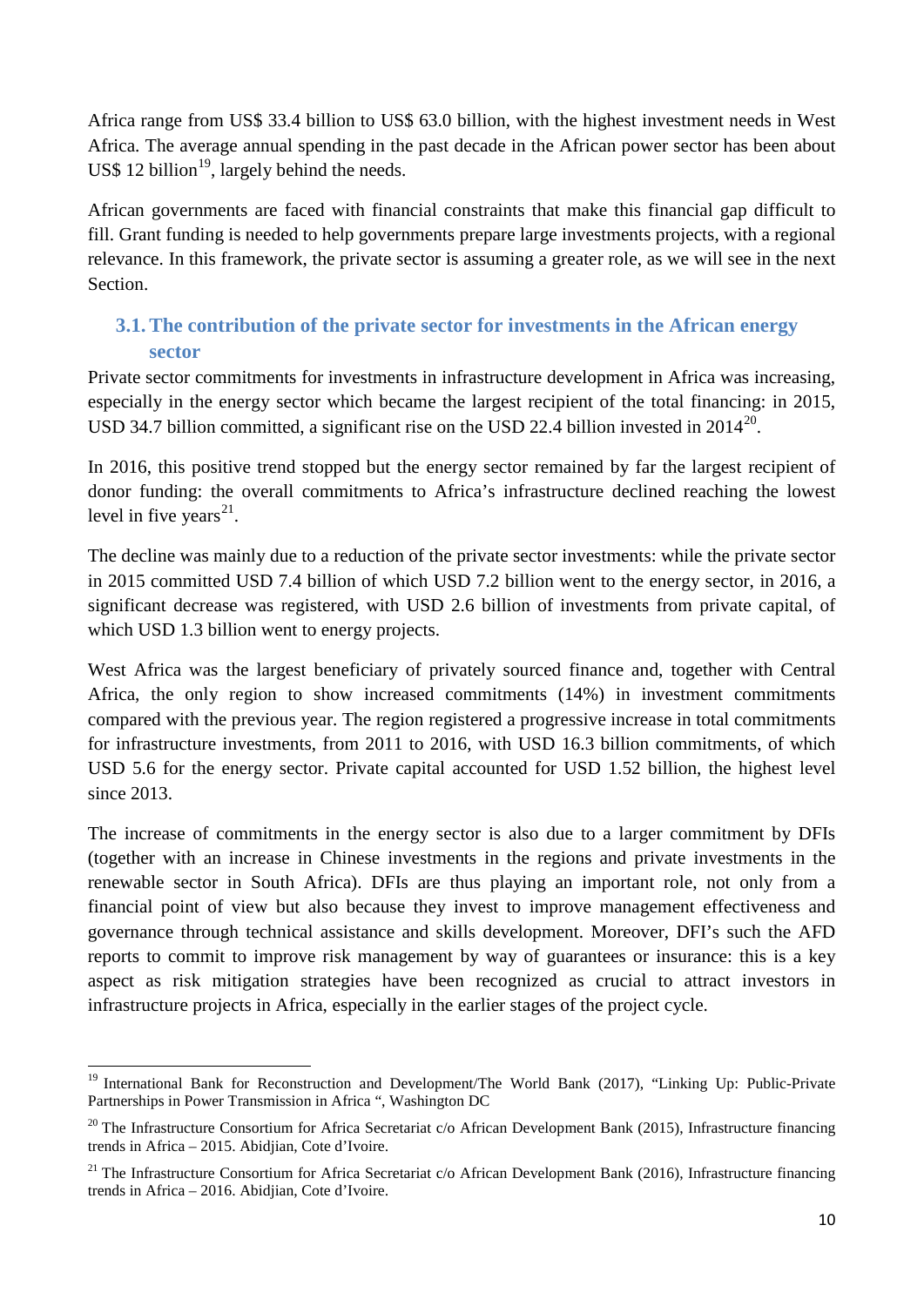Africa range from US$ 33.4 billion to US$ 63.0 billion, with the highest investment needs in West Africa. The average annual spending in the past decade in the African power sector has been about US$ 12 billion[19], largely behind the needs.

African governments are faced with financial constraints that make this financial gap difficult to fill. Grant funding is needed to help governments prepare large investments projects, with a regional relevance. In this framework, the private sector is assuming a greater role, as we will see in the next Section.

## 3.1. The contribution of the private sector for investments in the African energy sector

Private sector commitments for investments in infrastructure development in Africa was increasing, especially in the energy sector which became the largest recipient of the total financing: in 2015, USD 34.7 billion committed, a significant rise on the USD 22.4 billion invested in 2014[20].

In 2016, this positive trend stopped but the energy sector remained by far the largest recipient of donor funding: the overall commitments to Africa's infrastructure declined reaching the lowest level in five years[21].

The decline was mainly due to a reduction of the private sector investments: while the private sector in 2015 committed USD 7.4 billion of which USD 7.2 billion went to the energy sector, in 2016, a significant decrease was registered, with USD 2.6 billion of investments from private capital, of which USD 1.3 billion went to energy projects.

West Africa was the largest beneficiary of privately sourced finance and, together with Central Africa, the only region to show increased commitments (14%) in investment commitments compared with the previous year. The region registered a progressive increase in total commitments for infrastructure investments, from 2011 to 2016, with USD 16.3 billion commitments, of which USD 5.6 for the energy sector. Private capital accounted for USD 1.52 billion, the highest level since 2013.

The increase of commitments in the energy sector is also due to a larger commitment by DFIs (together with an increase in Chinese investments in the regions and private investments in the renewable sector in South Africa). DFIs are thus playing an important role, not only from a financial point of view but also because they invest to improve management effectiveness and governance through technical assistance and skills development. Moreover, DFI's such the AFD reports to commit to improve risk management by way of guarantees or insurance: this is a key aspect as risk mitigation strategies have been recognized as crucial to attract investors in infrastructure projects in Africa, especially in the earlier stages of the project cycle.

---

[19] International Bank for Reconstruction and Development/The World Bank (2017), "Linking Up: Public-Private Partnerships in Power Transmission in Africa ", Washington DC

[20] The Infrastructure Consortium for Africa Secretariat c/o African Development Bank (2015), Infrastructure financing trends in Africa – 2015. Abidjian, Cote d'Ivoire.

[21] The Infrastructure Consortium for Africa Secretariat c/o African Development Bank (2016), Infrastructure financing trends in Africa – 2016. Abidjian, Cote d'Ivoire.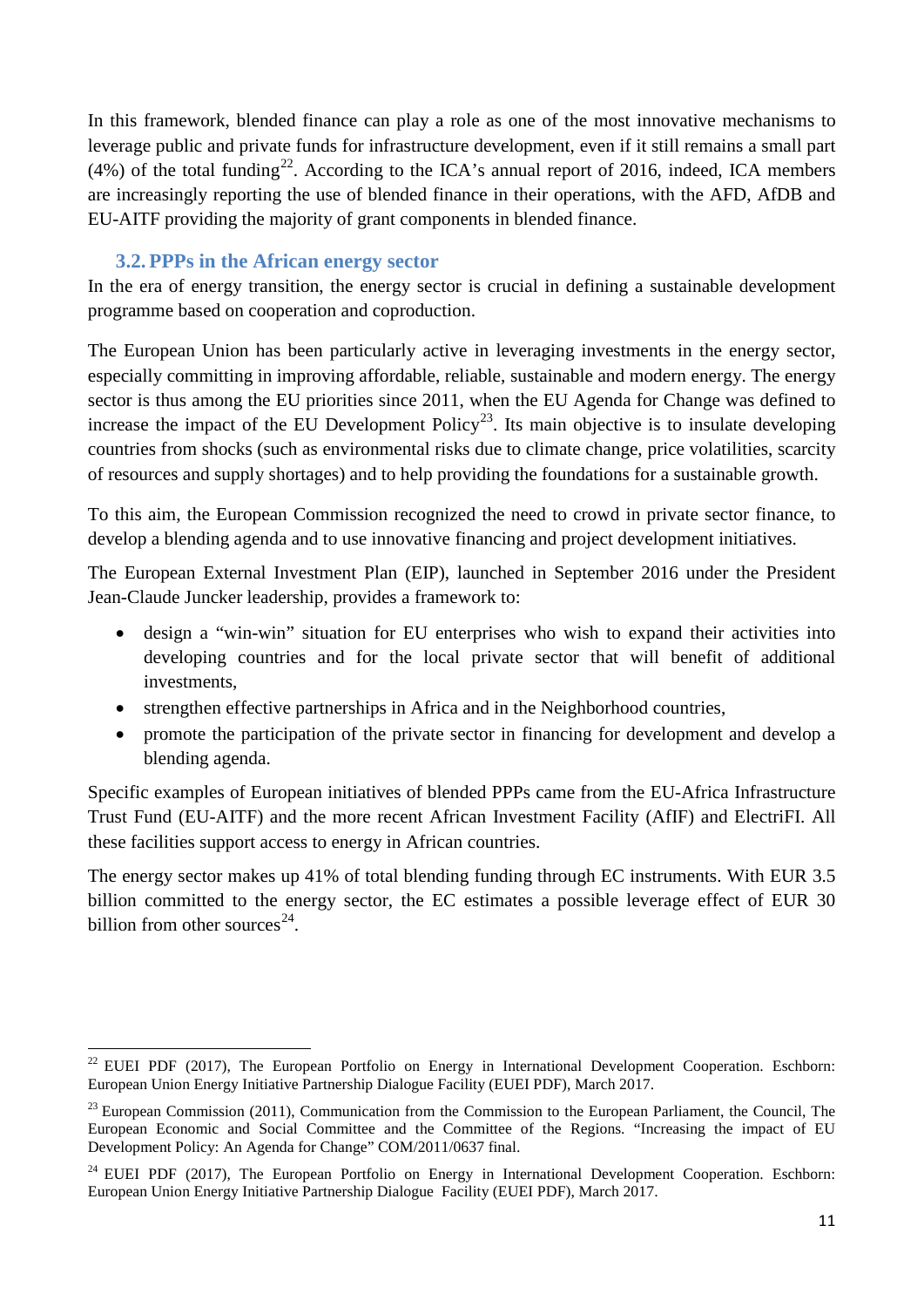In this framework, blended finance can play a role as one of the most innovative mechanisms to leverage public and private funds for infrastructure development, even if it still remains a small part (4%) of the total funding[22]. According to the ICA's annual report of 2016, indeed, ICA members are increasingly reporting the use of blended finance in their operations, with the AFD, AfDB and EU-AITF providing the majority of grant components in blended finance.

### 3.2. PPPs in the African energy sector

In the era of energy transition, the energy sector is crucial in defining a sustainable development programme based on cooperation and coproduction.

The European Union has been particularly active in leveraging investments in the energy sector, especially committing in improving affordable, reliable, sustainable and modern energy. The energy sector is thus among the EU priorities since 2011, when the EU Agenda for Change was defined to increase the impact of the EU Development Policy[23]. Its main objective is to insulate developing countries from shocks (such as environmental risks due to climate change, price volatilities, scarcity of resources and supply shortages) and to help providing the foundations for a sustainable growth.

To this aim, the European Commission recognized the need to crowd in private sector finance, to develop a blending agenda and to use innovative financing and project development initiatives.

The European External Investment Plan (EIP), launched in September 2016 under the President Jean-Claude Juncker leadership, provides a framework to:

- design a "win-win" situation for EU enterprises who wish to expand their activities into developing countries and for the local private sector that will benefit of additional investments,
- strengthen effective partnerships in Africa and in the Neighborhood countries,
- promote the participation of the private sector in financing for development and develop a blending agenda.

Specific examples of European initiatives of blended PPPs came from the EU-Africa Infrastructure Trust Fund (EU-AITF) and the more recent African Investment Facility (AfIF) and ElectriFI. All these facilities support access to energy in African countries.

The energy sector makes up 41% of total blending funding through EC instruments. With EUR 3.5 billion committed to the energy sector, the EC estimates a possible leverage effect of EUR 30 billion from other sources[24].

---

[22] EUEI PDF (2017), The European Portfolio on Energy in International Development Cooperation. Eschborn: European Union Energy Initiative Partnership Dialogue Facility (EUEI PDF), March 2017.

[23] European Commission (2011), Communication from the Commission to the European Parliament, the Council, The European Economic and Social Committee and the Committee of the Regions. "Increasing the impact of EU Development Policy: An Agenda for Change" COM/2011/0637 final.

[24] EUEI PDF (2017), The European Portfolio on Energy in International Development Cooperation. Eschborn: European Union Energy Initiative Partnership Dialogue Facility (EUEI PDF), March 2017.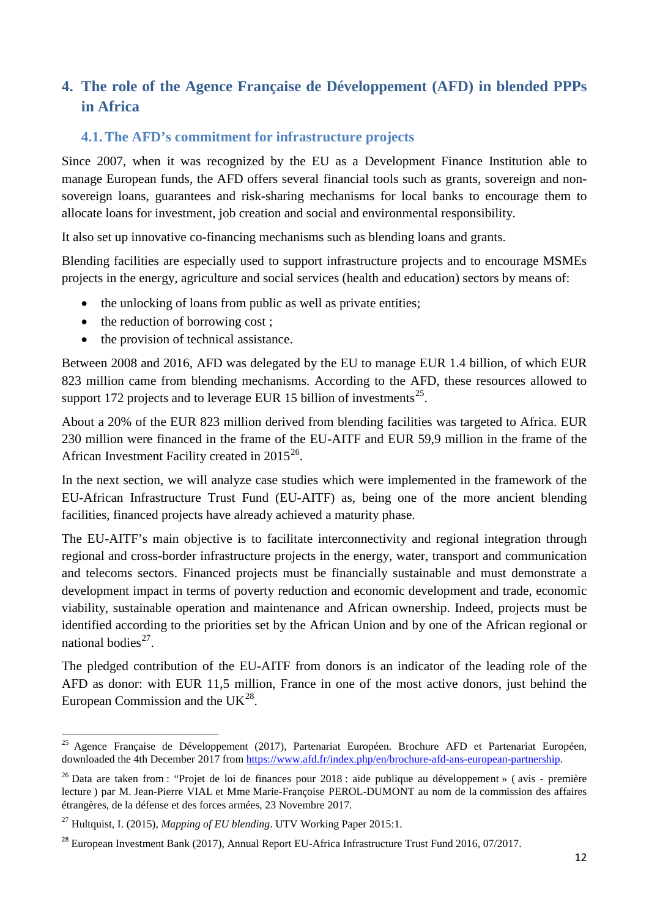## 4. The role of the Agence Française de Développement (AFD) in blended PPPs in Africa

### 4.1. The AFD's commitment for infrastructure projects

Since 2007, when it was recognized by the EU as a Development Finance Institution able to manage European funds, the AFD offers several financial tools such as grants, sovereign and non-sovereign loans, guarantees and risk-sharing mechanisms for local banks to encourage them to allocate loans for investment, job creation and social and environmental responsibility.

It also set up innovative co-financing mechanisms such as blending loans and grants.

Blending facilities are especially used to support infrastructure projects and to encourage MSMEs projects in the energy, agriculture and social services (health and education) sectors by means of:

- the unlocking of loans from public as well as private entities;
- the reduction of borrowing cost ;
- the provision of technical assistance.

Between 2008 and 2016, AFD was delegated by the EU to manage EUR 1.4 billion, of which EUR 823 million came from blending mechanisms. According to the AFD, these resources allowed to support 172 projects and to leverage EUR 15 billion of investments[25].

About a 20% of the EUR 823 million derived from blending facilities was targeted to Africa. EUR 230 million were financed in the frame of the EU-AITF and EUR 59,9 million in the frame of the African Investment Facility created in 2015[26].

In the next section, we will analyze case studies which were implemented in the framework of the EU-African Infrastructure Trust Fund (EU-AITF) as, being one of the more ancient blending facilities, financed projects have already achieved a maturity phase.

The EU-AITF's main objective is to facilitate interconnectivity and regional integration through regional and cross-border infrastructure projects in the energy, water, transport and communication and telecoms sectors. Financed projects must be financially sustainable and must demonstrate a development impact in terms of poverty reduction and economic development and trade, economic viability, sustainable operation and maintenance and African ownership. Indeed, projects must be identified according to the priorities set by the African Union and by one of the African regional or national bodies[27].

The pledged contribution of the EU-AITF from donors is an indicator of the leading role of the AFD as donor: with EUR 11,5 million, France in one of the most active donors, just behind the European Commission and the UK[28].

---

[25] Agence Française de Développement (2017), Partenariat Européen. Brochure AFD et Partenariat Européen, downloaded the 4th December 2017 from https://www.afd.fr/index.php/en/brochure-afd-ans-european-partnership.

[26] Data are taken from : "Projet de loi de finances pour 2018 : aide publique au développement » ( avis - première lecture ) par M. Jean-Pierre VIAL et Mme Marie-Françoise PEROL-DUMONT au nom de la commission des affaires étrangères, de la défense et des forces armées, 23 Novembre 2017.

[27] Hultquist, I. (2015), *Mapping of EU blending*. UTV Working Paper 2015:1.

[28] European Investment Bank (2017), Annual Report EU-Africa Infrastructure Trust Fund 2016, 07/2017.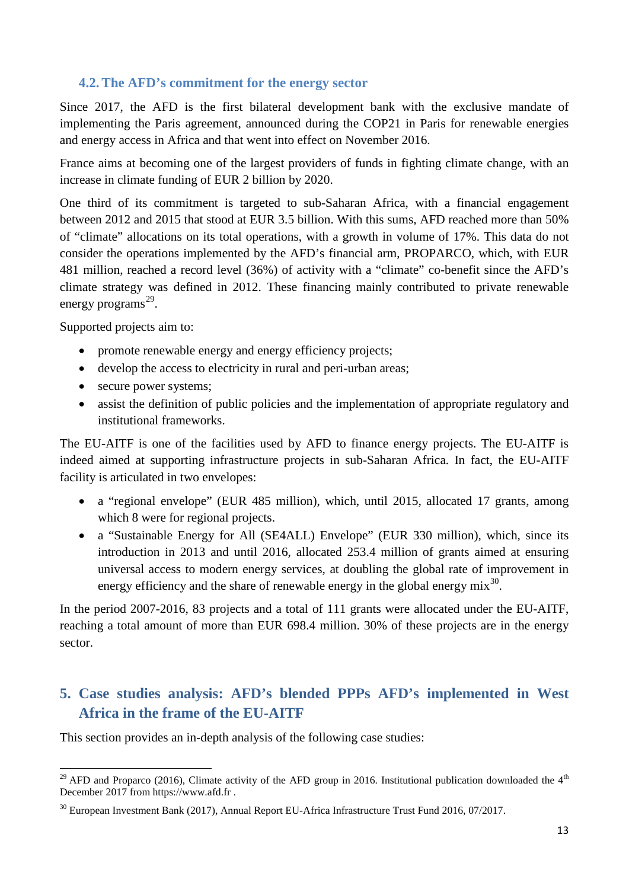### 4.2. The AFD's commitment for the energy sector

Since 2017, the AFD is the first bilateral development bank with the exclusive mandate of implementing the Paris agreement, announced during the COP21 in Paris for renewable energies and energy access in Africa and that went into effect on November 2016.

France aims at becoming one of the largest providers of funds in fighting climate change, with an increase in climate funding of EUR 2 billion by 2020.

One third of its commitment is targeted to sub-Saharan Africa, with a financial engagement between 2012 and 2015 that stood at EUR 3.5 billion. With this sums, AFD reached more than 50% of "climate" allocations on its total operations, with a growth in volume of 17%. This data do not consider the operations implemented by the AFD's financial arm, PROPARCO, which, with EUR 481 million, reached a record level (36%) of activity with a "climate" co-benefit since the AFD's climate strategy was defined in 2012. These financing mainly contributed to private renewable energy programs[29].

Supported projects aim to:

- promote renewable energy and energy efficiency projects;
- develop the access to electricity in rural and peri-urban areas;
- secure power systems;
- assist the definition of public policies and the implementation of appropriate regulatory and institutional frameworks.

The EU-AITF is one of the facilities used by AFD to finance energy projects. The EU-AITF is indeed aimed at supporting infrastructure projects in sub-Saharan Africa. In fact, the EU-AITF facility is articulated in two envelopes:

- a "regional envelope" (EUR 485 million), which, until 2015, allocated 17 grants, among which 8 were for regional projects.
- a "Sustainable Energy for All (SE4ALL) Envelope" (EUR 330 million), which, since its introduction in 2013 and until 2016, allocated 253.4 million of grants aimed at ensuring universal access to modern energy services, at doubling the global rate of improvement in energy efficiency and the share of renewable energy in the global energy mix[30].

In the period 2007-2016, 83 projects and a total of 111 grants were allocated under the EU-AITF, reaching a total amount of more than EUR 698.4 million. 30% of these projects are in the energy sector.

## 5. Case studies analysis: AFD's blended PPPs AFD's implemented in West Africa in the frame of the EU-AITF

This section provides an in-depth analysis of the following case studies:

---

[29] AFD and Proparco (2016), Climate activity of the AFD group in 2016. Institutional publication downloaded the 4th December 2017 from https://www.afd.fr .

[30] European Investment Bank (2017), Annual Report EU-Africa Infrastructure Trust Fund 2016, 07/2017.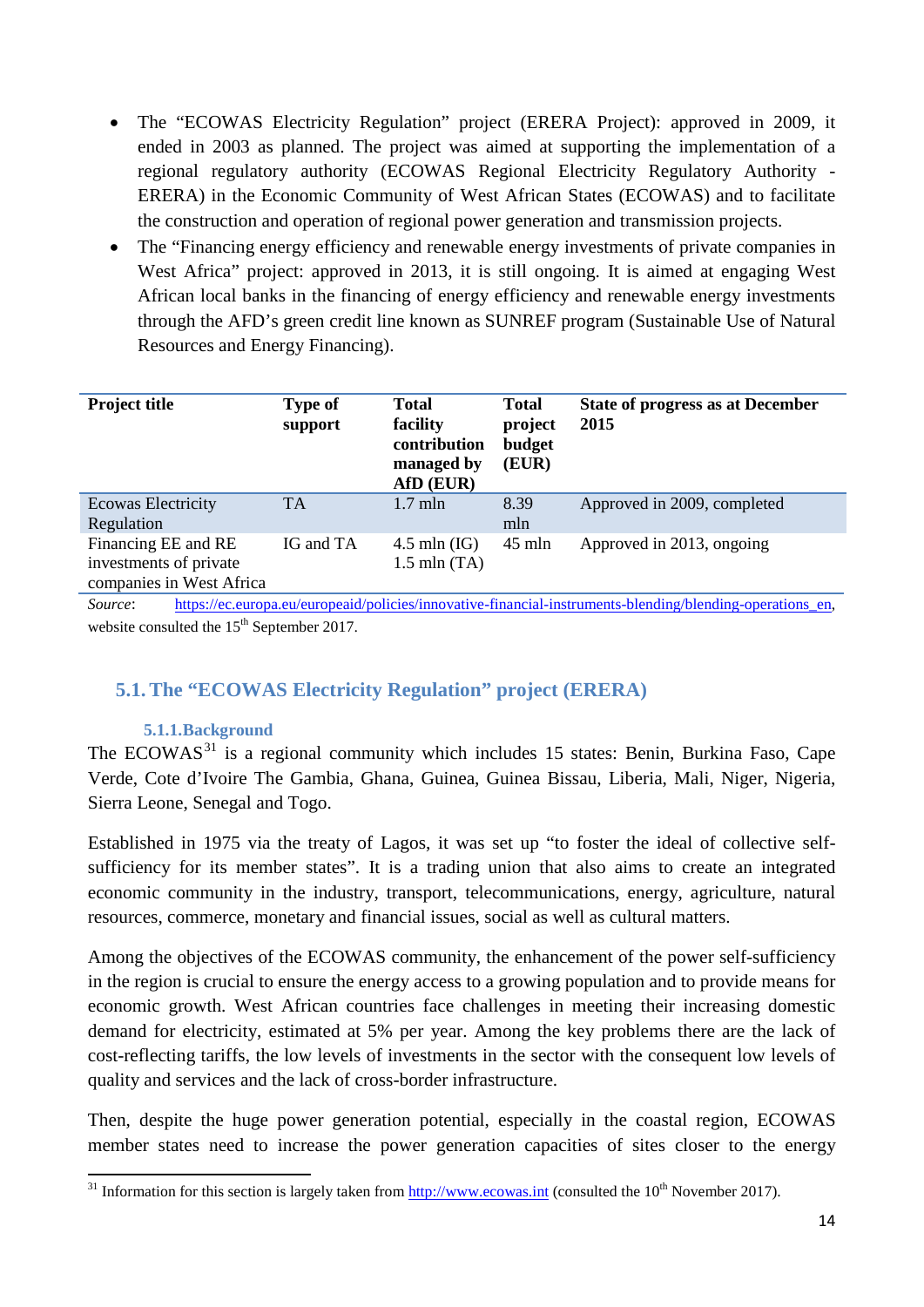- The "ECOWAS Electricity Regulation" project (ERERA Project): approved in 2009, it ended in 2003 as planned. The project was aimed at supporting the implementation of a regional regulatory authority (ECOWAS Regional Electricity Regulatory Authority - ERERA) in the Economic Community of West African States (ECOWAS) and to facilitate the construction and operation of regional power generation and transmission projects.
- The "Financing energy efficiency and renewable energy investments of private companies in West Africa" project: approved in 2013, it is still ongoing. It is aimed at engaging West African local banks in the financing of energy efficiency and renewable energy investments through the AFD's green credit line known as SUNREF program (Sustainable Use of Natural Resources and Energy Financing).

| Project title | Type of support | Total facility contribution managed by AfD (EUR) | Total project budget (EUR) | State of progress as at December 2015 |
|---|---|---|---|---|
| Ecowas Electricity Regulation | TA | 1.7 mln | 8.39 mln | Approved in 2009, completed |
| Financing EE and RE investments of private companies in West Africa | IG and TA | 4.5 mln (IG) 1.5 mln (TA) | 45 mln | Approved in 2013, ongoing |

*Source*: https://ec.europa.eu/europeaid/policies/innovative-financial-instruments-blending/blending-operations_en, website consulted the 15th September 2017.

## 5.1. The "ECOWAS Electricity Regulation" project (ERERA)

### 5.1.1. Background

The ECOWAS[31] is a regional community which includes 15 states: Benin, Burkina Faso, Cape Verde, Cote d'Ivoire The Gambia, Ghana, Guinea, Guinea Bissau, Liberia, Mali, Niger, Nigeria, Sierra Leone, Senegal and Togo.

Established in 1975 via the treaty of Lagos, it was set up "to foster the ideal of collective self-sufficiency for its member states". It is a trading union that also aims to create an integrated economic community in the industry, transport, telecommunications, energy, agriculture, natural resources, commerce, monetary and financial issues, social as well as cultural matters.

Among the objectives of the ECOWAS community, the enhancement of the power self-sufficiency in the region is crucial to ensure the energy access to a growing population and to provide means for economic growth. West African countries face challenges in meeting their increasing domestic demand for electricity, estimated at 5% per year. Among the key problems there are the lack of cost-reflecting tariffs, the low levels of investments in the sector with the consequent low levels of quality and services and the lack of cross-border infrastructure.

Then, despite the huge power generation potential, especially in the coastal region, ECOWAS member states need to increase the power generation capacities of sites closer to the energy

[31] Information for this section is largely taken from http://www.ecowas.int (consulted the 10th November 2017).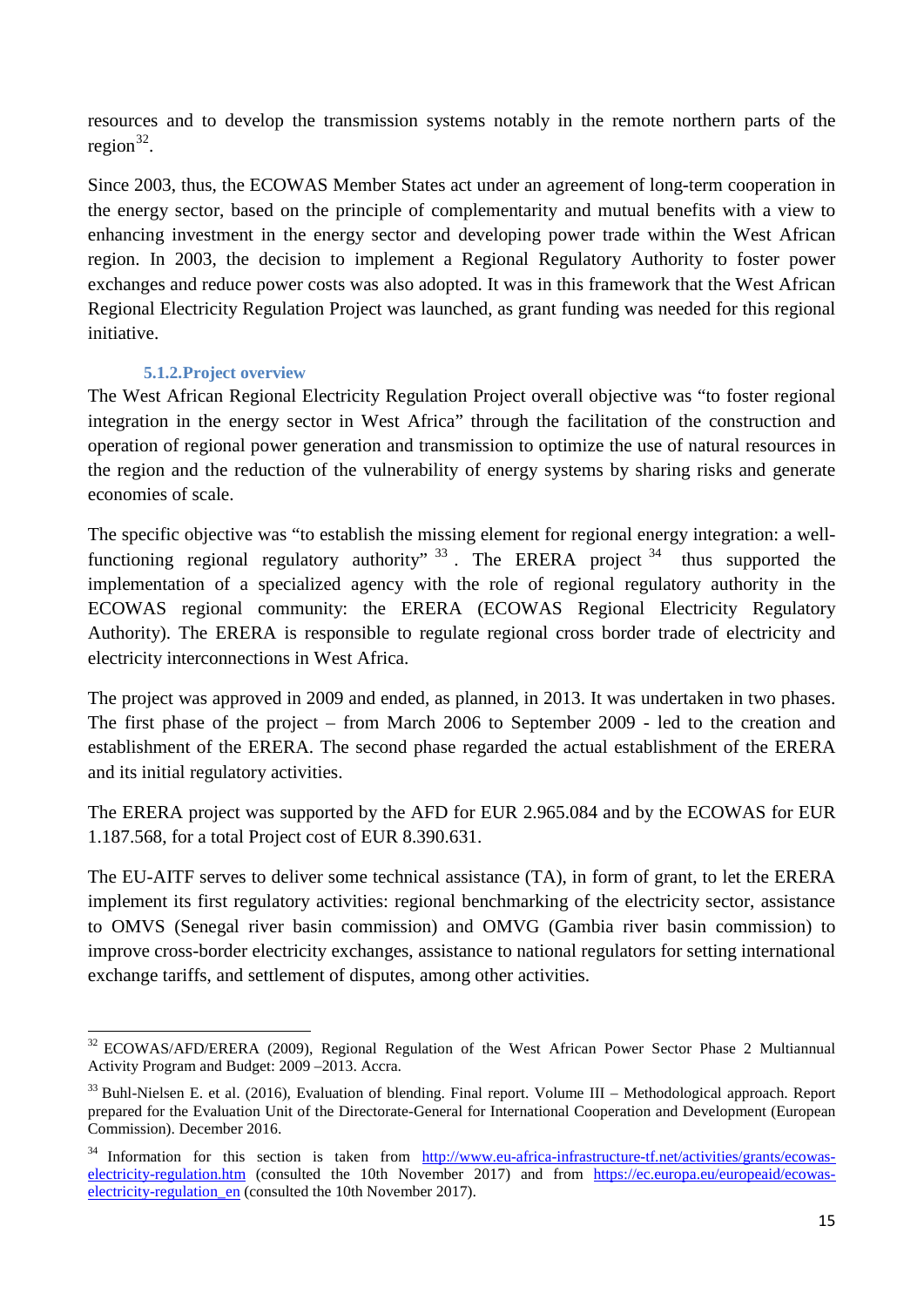resources and to develop the transmission systems notably in the remote northern parts of the region[32].

Since 2003, thus, the ECOWAS Member States act under an agreement of long-term cooperation in the energy sector, based on the principle of complementarity and mutual benefits with a view to enhancing investment in the energy sector and developing power trade within the West African region. In 2003, the decision to implement a Regional Regulatory Authority to foster power exchanges and reduce power costs was also adopted. It was in this framework that the West African Regional Electricity Regulation Project was launched, as grant funding was needed for this regional initiative.

### 5.1.2. Project overview

The West African Regional Electricity Regulation Project overall objective was "to foster regional integration in the energy sector in West Africa" through the facilitation of the construction and operation of regional power generation and transmission to optimize the use of natural resources in the region and the reduction of the vulnerability of energy systems by sharing risks and generate economies of scale.

The specific objective was "to establish the missing element for regional energy integration: a well-functioning regional regulatory authority"[33]. The ERERA project[34] thus supported the implementation of a specialized agency with the role of regional regulatory authority in the ECOWAS regional community: the ERERA (ECOWAS Regional Electricity Regulatory Authority). The ERERA is responsible to regulate regional cross border trade of electricity and electricity interconnections in West Africa.

The project was approved in 2009 and ended, as planned, in 2013. It was undertaken in two phases. The first phase of the project – from March 2006 to September 2009 - led to the creation and establishment of the ERERA. The second phase regarded the actual establishment of the ERERA and its initial regulatory activities.

The ERERA project was supported by the AFD for EUR 2.965.084 and by the ECOWAS for EUR 1.187.568, for a total Project cost of EUR 8.390.631.

The EU-AITF serves to deliver some technical assistance (TA), in form of grant, to let the ERERA implement its first regulatory activities: regional benchmarking of the electricity sector, assistance to OMVS (Senegal river basin commission) and OMVG (Gambia river basin commission) to improve cross-border electricity exchanges, assistance to national regulators for setting international exchange tariffs, and settlement of disputes, among other activities.

---

[32] ECOWAS/AFD/ERERA (2009), Regional Regulation of the West African Power Sector Phase 2 Multiannual Activity Program and Budget: 2009 –2013. Accra.

[33] Buhl-Nielsen E. et al. (2016), Evaluation of blending. Final report. Volume III – Methodological approach. Report prepared for the Evaluation Unit of the Directorate-General for International Cooperation and Development (European Commission). December 2016.

[34] Information for this section is taken from http://www.eu-africa-infrastructure-tf.net/activities/grants/ecowas-electricity-regulation.htm (consulted the 10th November 2017) and from https://ec.europa.eu/europeaid/ecowas-electricity-regulation_en (consulted the 10th November 2017).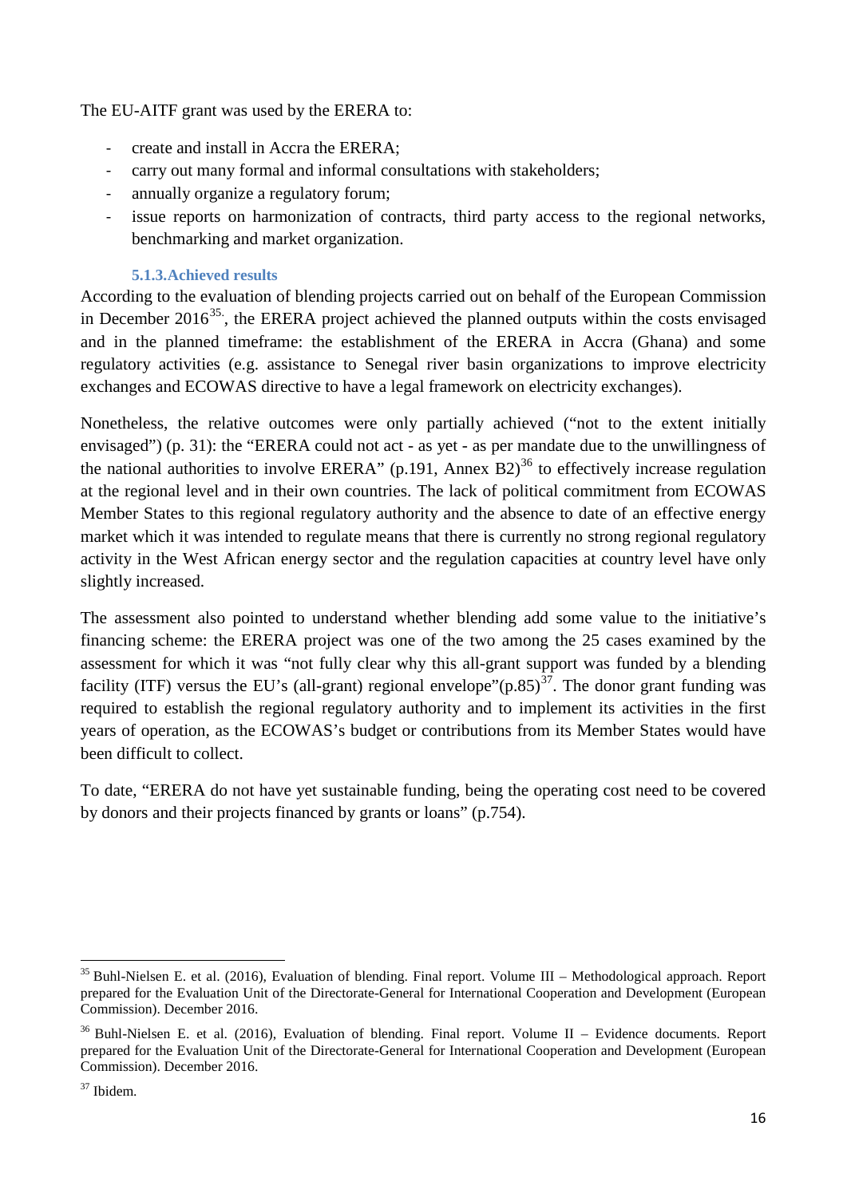The EU-AITF grant was used by the ERERA to:

- create and install in Accra the ERERA;
- carry out many formal and informal consultations with stakeholders;
- annually organize a regulatory forum;
- issue reports on harmonization of contracts, third party access to the regional networks, benchmarking and market organization.

#### 5.1.3. Achieved results

According to the evaluation of blending projects carried out on behalf of the European Commission in December 2016[35], the ERERA project achieved the planned outputs within the costs envisaged and in the planned timeframe: the establishment of the ERERA in Accra (Ghana) and some regulatory activities (e.g. assistance to Senegal river basin organizations to improve electricity exchanges and ECOWAS directive to have a legal framework on electricity exchanges).

Nonetheless, the relative outcomes were only partially achieved ("not to the extent initially envisaged") (p. 31): the "ERERA could not act - as yet - as per mandate due to the unwillingness of the national authorities to involve ERERA" (p.191, Annex B2)[36] to effectively increase regulation at the regional level and in their own countries. The lack of political commitment from ECOWAS Member States to this regional regulatory authority and the absence to date of an effective energy market which it was intended to regulate means that there is currently no strong regional regulatory activity in the West African energy sector and the regulation capacities at country level have only slightly increased.

The assessment also pointed to understand whether blending add some value to the initiative's financing scheme: the ERERA project was one of the two among the 25 cases examined by the assessment for which it was "not fully clear why this all-grant support was funded by a blending facility (ITF) versus the EU's (all-grant) regional envelope"(p.85)[37]. The donor grant funding was required to establish the regional regulatory authority and to implement its activities in the first years of operation, as the ECOWAS's budget or contributions from its Member States would have been difficult to collect.

To date, "ERERA do not have yet sustainable funding, being the operating cost need to be covered by donors and their projects financed by grants or loans" (p.754).

---

[35] Buhl-Nielsen E. et al. (2016), Evaluation of blending. Final report. Volume III – Methodological approach. Report prepared for the Evaluation Unit of the Directorate-General for International Cooperation and Development (European Commission). December 2016.

[36] Buhl-Nielsen E. et al. (2016), Evaluation of blending. Final report. Volume II – Evidence documents. Report prepared for the Evaluation Unit of the Directorate-General for International Cooperation and Development (European Commission). December 2016.

[37] Ibidem.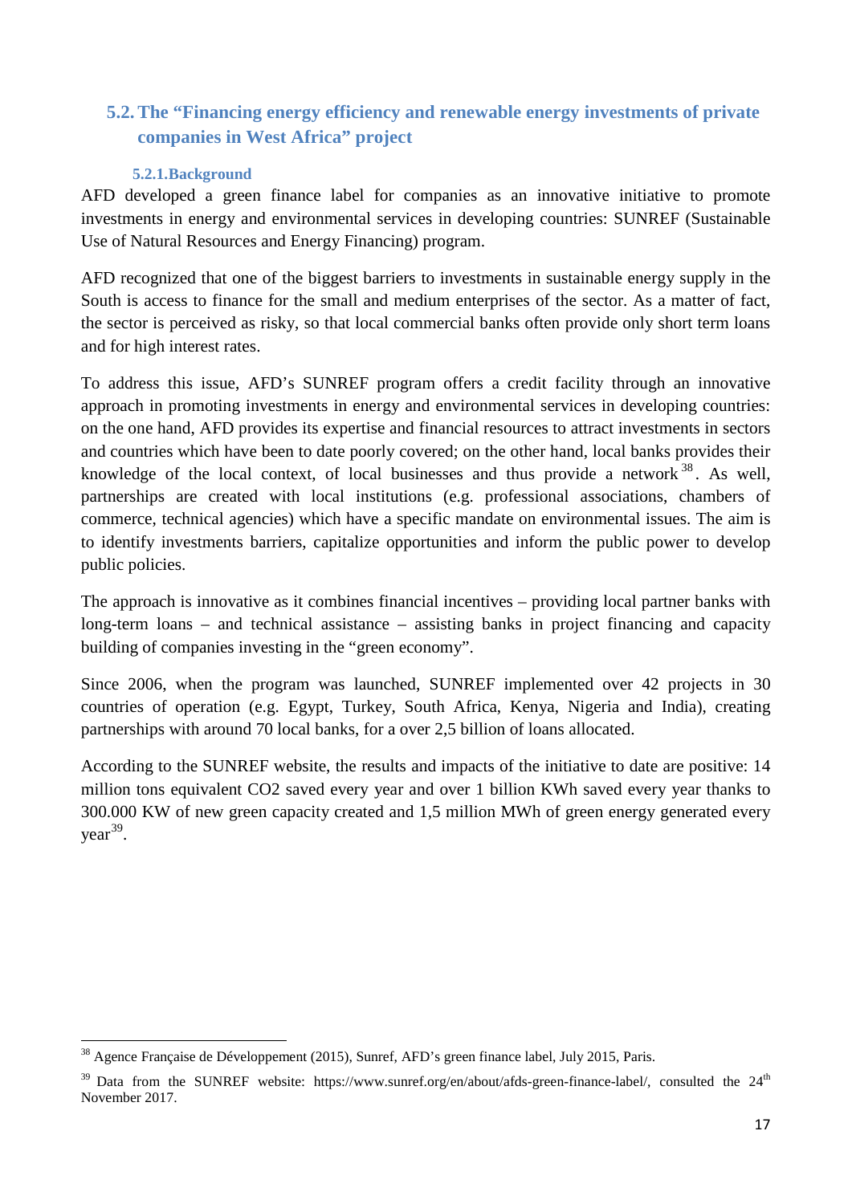## 5.2. The "Financing energy efficiency and renewable energy investments of private companies in West Africa" project

### 5.2.1. Background

AFD developed a green finance label for companies as an innovative initiative to promote investments in energy and environmental services in developing countries: SUNREF (Sustainable Use of Natural Resources and Energy Financing) program.

AFD recognized that one of the biggest barriers to investments in sustainable energy supply in the South is access to finance for the small and medium enterprises of the sector. As a matter of fact, the sector is perceived as risky, so that local commercial banks often provide only short term loans and for high interest rates.

To address this issue, AFD's SUNREF program offers a credit facility through an innovative approach in promoting investments in energy and environmental services in developing countries: on the one hand, AFD provides its expertise and financial resources to attract investments in sectors and countries which have been to date poorly covered; on the other hand, local banks provides their knowledge of the local context, of local businesses and thus provide a network[38]. As well, partnerships are created with local institutions (e.g. professional associations, chambers of commerce, technical agencies) which have a specific mandate on environmental issues. The aim is to identify investments barriers, capitalize opportunities and inform the public power to develop public policies.

The approach is innovative as it combines financial incentives – providing local partner banks with long-term loans – and technical assistance – assisting banks in project financing and capacity building of companies investing in the "green economy".

Since 2006, when the program was launched, SUNREF implemented over 42 projects in 30 countries of operation (e.g. Egypt, Turkey, South Africa, Kenya, Nigeria and India), creating partnerships with around 70 local banks, for a over 2,5 billion of loans allocated.

According to the SUNREF website, the results and impacts of the initiative to date are positive: 14 million tons equivalent $CO_2$ saved every year and over 1 billion KWh saved every year thanks to 300.000 KW of new green capacity created and 1,5 million MWh of green energy generated every year[39].

---

[38] Agence Française de Développement (2015), Sunref, AFD's green finance label, July 2015, Paris.

[39] Data from the SUNREF website: https://www.sunref.org/en/about/afds-green-finance-label/, consulted the 24th November 2017.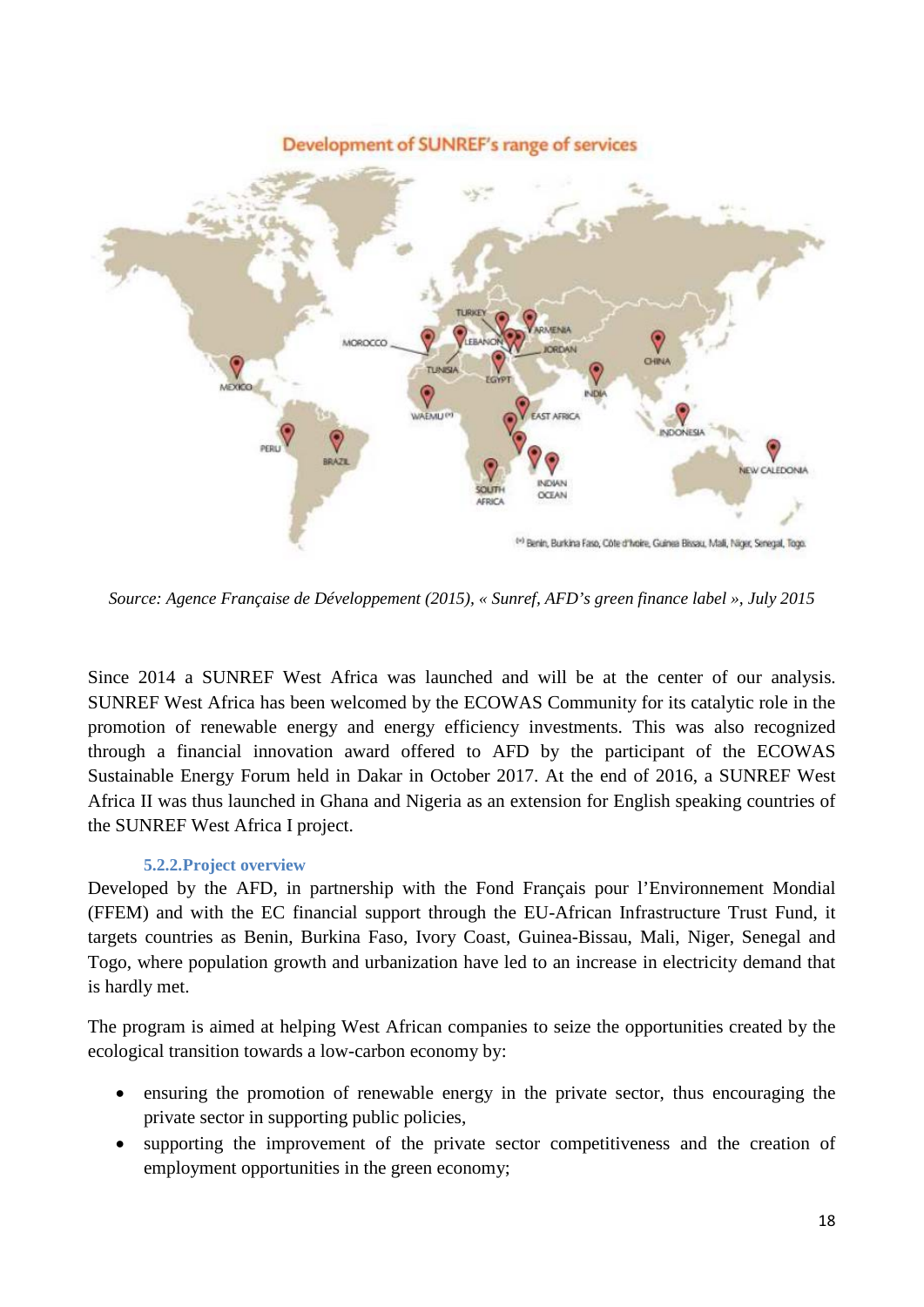Development of SUNREF's range of services

*Source: Agence Française de Développement (2015), « Sunref, AFD's green finance label », July 2015*

Since 2014 a SUNREF West Africa was launched and will be at the center of our analysis. SUNREF West Africa has been welcomed by the ECOWAS Community for its catalytic role in the promotion of renewable energy and energy efficiency investments. This was also recognized through a financial innovation award offered to AFD by the participant of the ECOWAS Sustainable Energy Forum held in Dakar in October 2017. At the end of 2016, a SUNREF West Africa II was thus launched in Ghana and Nigeria as an extension for English speaking countries of the SUNREF West Africa I project.

### 5.2.2. Project overview

Developed by the AFD, in partnership with the Fond Français pour l'Environnement Mondial (FFEM) and with the EC financial support through the EU-African Infrastructure Trust Fund, it targets countries as Benin, Burkina Faso, Ivory Coast, Guinea-Bissau, Mali, Niger, Senegal and Togo, where population growth and urbanization have led to an increase in electricity demand that is hardly met.

The program is aimed at helping West African companies to seize the opportunities created by the ecological transition towards a low-carbon economy by:

- ensuring the promotion of renewable energy in the private sector, thus encouraging the private sector in supporting public policies,
- supporting the improvement of the private sector competitiveness and the creation of employment opportunities in the green economy;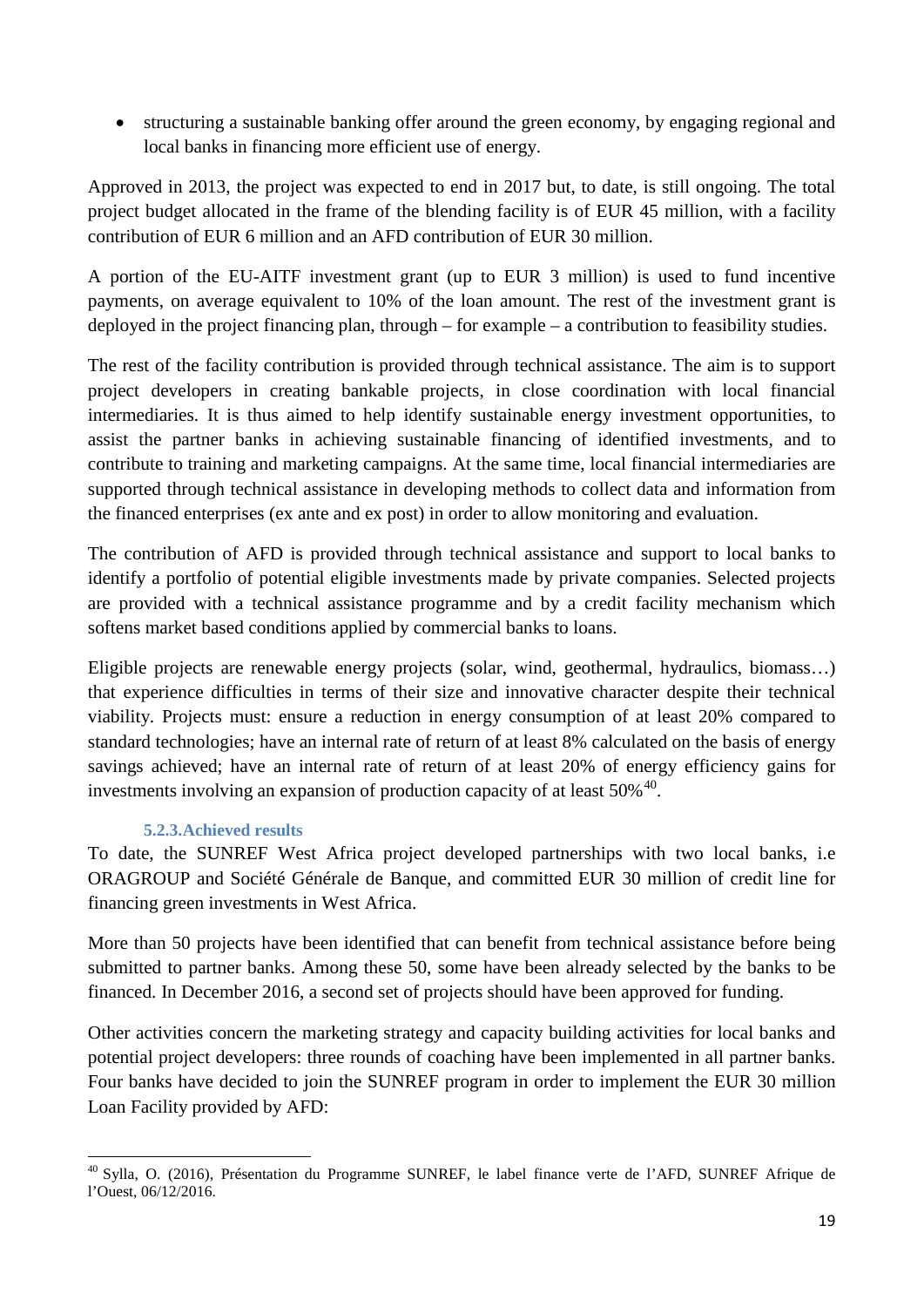- structuring a sustainable banking offer around the green economy, by engaging regional and local banks in financing more efficient use of energy.

Approved in 2013, the project was expected to end in 2017 but, to date, is still ongoing. The total project budget allocated in the frame of the blending facility is of EUR 45 million, with a facility contribution of EUR 6 million and an AFD contribution of EUR 30 million.

A portion of the EU-AITF investment grant (up to EUR 3 million) is used to fund incentive payments, on average equivalent to 10% of the loan amount. The rest of the investment grant is deployed in the project financing plan, through – for example – a contribution to feasibility studies.

The rest of the facility contribution is provided through technical assistance. The aim is to support project developers in creating bankable projects, in close coordination with local financial intermediaries. It is thus aimed to help identify sustainable energy investment opportunities, to assist the partner banks in achieving sustainable financing of identified investments, and to contribute to training and marketing campaigns. At the same time, local financial intermediaries are supported through technical assistance in developing methods to collect data and information from the financed enterprises (ex ante and ex post) in order to allow monitoring and evaluation.

The contribution of AFD is provided through technical assistance and support to local banks to identify a portfolio of potential eligible investments made by private companies. Selected projects are provided with a technical assistance programme and by a credit facility mechanism which softens market based conditions applied by commercial banks to loans.

Eligible projects are renewable energy projects (solar, wind, geothermal, hydraulics, biomass…) that experience difficulties in terms of their size and innovative character despite their technical viability. Projects must: ensure a reduction in energy consumption of at least 20% compared to standard technologies; have an internal rate of return of at least 8% calculated on the basis of energy savings achieved; have an internal rate of return of at least 20% of energy efficiency gains for investments involving an expansion of production capacity of at least 50%[40].

### 5.2.3. Achieved results

To date, the SUNREF West Africa project developed partnerships with two local banks, i.e ORAGROUP and Société Générale de Banque, and committed EUR 30 million of credit line for financing green investments in West Africa.

More than 50 projects have been identified that can benefit from technical assistance before being submitted to partner banks. Among these 50, some have been already selected by the banks to be financed. In December 2016, a second set of projects should have been approved for funding.

Other activities concern the marketing strategy and capacity building activities for local banks and potential project developers: three rounds of coaching have been implemented in all partner banks. Four banks have decided to join the SUNREF program in order to implement the EUR 30 million Loan Facility provided by AFD:

---

[40] Sylla, O. (2016), Présentation du Programme SUNREF, le label finance verte de l'AFD, SUNREF Afrique de l'Ouest, 06/12/2016.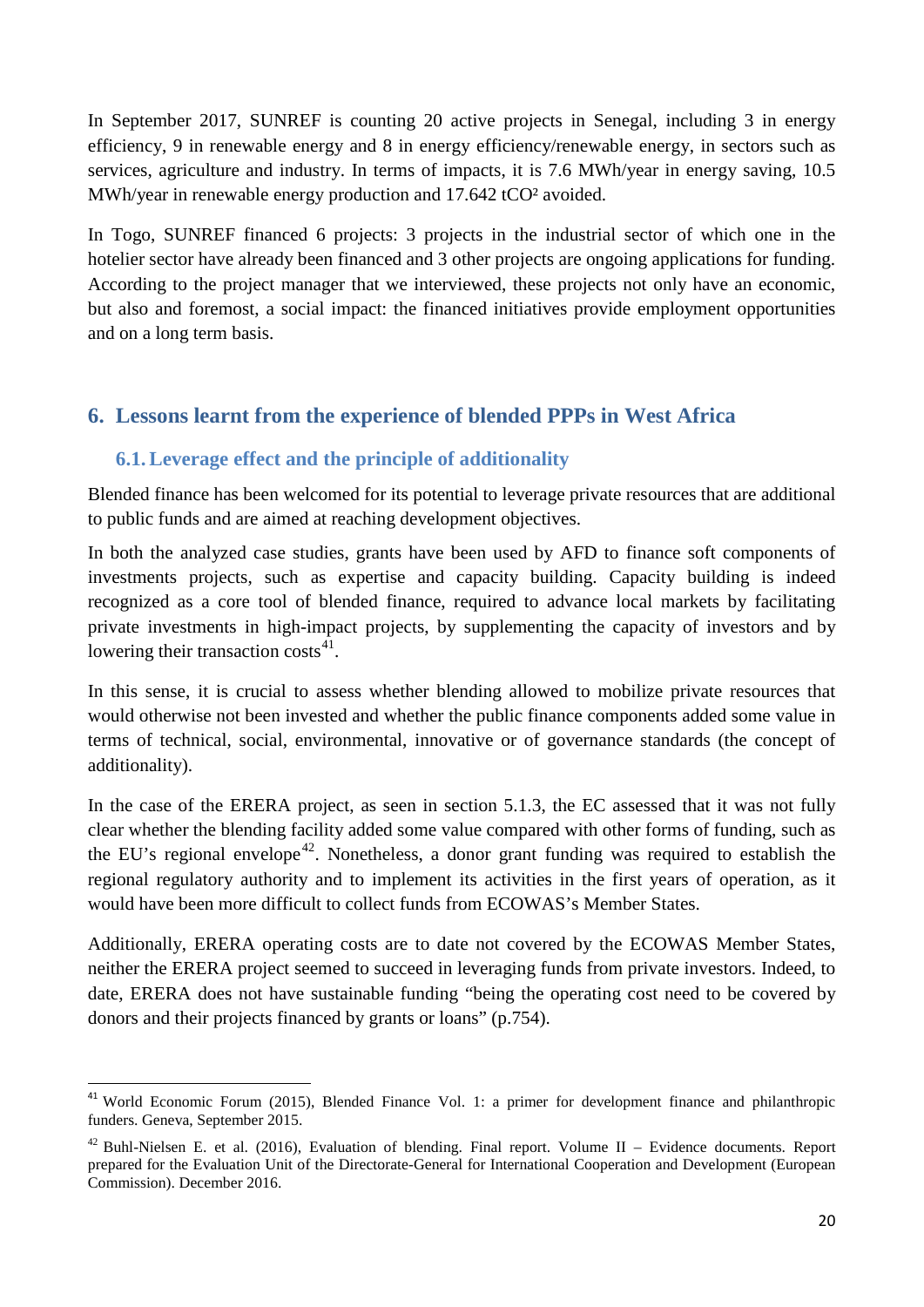In September 2017, SUNREF is counting 20 active projects in Senegal, including 3 in energy efficiency, 9 in renewable energy and 8 in energy efficiency/renewable energy, in sectors such as services, agriculture and industry. In terms of impacts, it is 7.6 MWh/year in energy saving, 10.5 MWh/year in renewable energy production and 17.642 tCO² avoided.

In Togo, SUNREF financed 6 projects: 3 projects in the industrial sector of which one in the hotelier sector have already been financed and 3 other projects are ongoing applications for funding. According to the project manager that we interviewed, these projects not only have an economic, but also and foremost, a social impact: the financed initiatives provide employment opportunities and on a long term basis.

## 6. Lessons learnt from the experience of blended PPPs in West Africa

### 6.1. Leverage effect and the principle of additionality

Blended finance has been welcomed for its potential to leverage private resources that are additional to public funds and are aimed at reaching development objectives.

In both the analyzed case studies, grants have been used by AFD to finance soft components of investments projects, such as expertise and capacity building. Capacity building is indeed recognized as a core tool of blended finance, required to advance local markets by facilitating private investments in high-impact projects, by supplementing the capacity of investors and by lowering their transaction costs[41].

In this sense, it is crucial to assess whether blending allowed to mobilize private resources that would otherwise not been invested and whether the public finance components added some value in terms of technical, social, environmental, innovative or of governance standards (the concept of additionality).

In the case of the ERERA project, as seen in section 5.1.3, the EC assessed that it was not fully clear whether the blending facility added some value compared with other forms of funding, such as the EU's regional envelope[42]. Nonetheless, a donor grant funding was required to establish the regional regulatory authority and to implement its activities in the first years of operation, as it would have been more difficult to collect funds from ECOWAS's Member States.

Additionally, ERERA operating costs are to date not covered by the ECOWAS Member States, neither the ERERA project seemed to succeed in leveraging funds from private investors. Indeed, to date, ERERA does not have sustainable funding "being the operating cost need to be covered by donors and their projects financed by grants or loans" (p.754).

---

[41] World Economic Forum (2015), Blended Finance Vol. 1: a primer for development finance and philanthropic funders. Geneva, September 2015.

[42] Buhl-Nielsen E. et al. (2016), Evaluation of blending. Final report. Volume II – Evidence documents. Report prepared for the Evaluation Unit of the Directorate-General for International Cooperation and Development (European Commission). December 2016.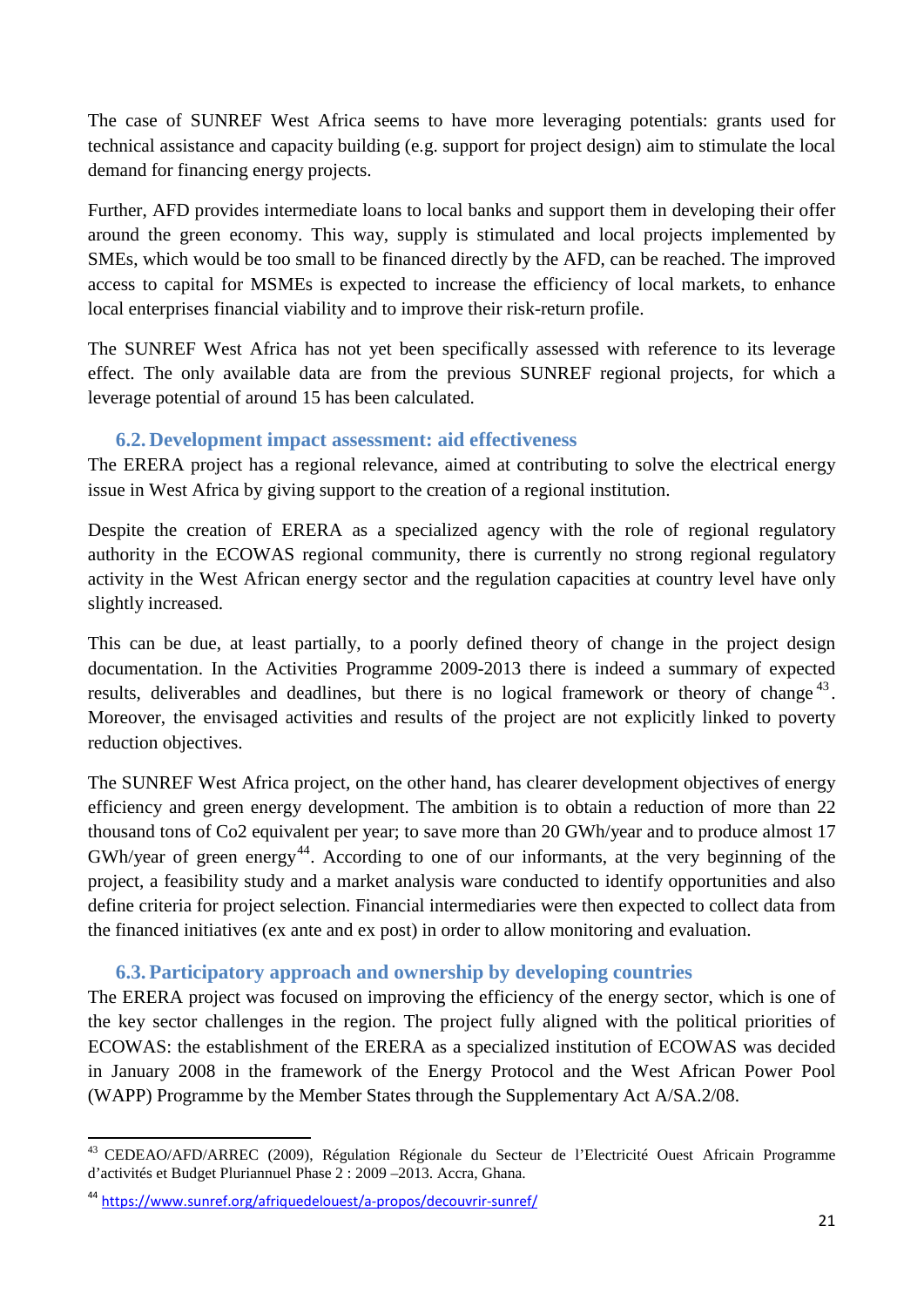The case of SUNREF West Africa seems to have more leveraging potentials: grants used for technical assistance and capacity building (e.g. support for project design) aim to stimulate the local demand for financing energy projects.

Further, AFD provides intermediate loans to local banks and support them in developing their offer around the green economy. This way, supply is stimulated and local projects implemented by SMEs, which would be too small to be financed directly by the AFD, can be reached. The improved access to capital for MSMEs is expected to increase the efficiency of local markets, to enhance local enterprises financial viability and to improve their risk-return profile.

The SUNREF West Africa has not yet been specifically assessed with reference to its leverage effect. The only available data are from the previous SUNREF regional projects, for which a leverage potential of around 15 has been calculated.

### 6.2. Development impact assessment: aid effectiveness

The ERERA project has a regional relevance, aimed at contributing to solve the electrical energy issue in West Africa by giving support to the creation of a regional institution.

Despite the creation of ERERA as a specialized agency with the role of regional regulatory authority in the ECOWAS regional community, there is currently no strong regional regulatory activity in the West African energy sector and the regulation capacities at country level have only slightly increased.

This can be due, at least partially, to a poorly defined theory of change in the project design documentation. In the Activities Programme 2009-2013 there is indeed a summary of expected results, deliverables and deadlines, but there is no logical framework or theory of change [43]. Moreover, the envisaged activities and results of the project are not explicitly linked to poverty reduction objectives.

The SUNREF West Africa project, on the other hand, has clearer development objectives of energy efficiency and green energy development. The ambition is to obtain a reduction of more than 22 thousand tons of Co2 equivalent per year; to save more than 20 GWh/year and to produce almost 17 GWh/year of green energy[44]. According to one of our informants, at the very beginning of the project, a feasibility study and a market analysis ware conducted to identify opportunities and also define criteria for project selection. Financial intermediaries were then expected to collect data from the financed initiatives (ex ante and ex post) in order to allow monitoring and evaluation.

### 6.3. Participatory approach and ownership by developing countries

The ERERA project was focused on improving the efficiency of the energy sector, which is one of the key sector challenges in the region. The project fully aligned with the political priorities of ECOWAS: the establishment of the ERERA as a specialized institution of ECOWAS was decided in January 2008 in the framework of the Energy Protocol and the West African Power Pool (WAPP) Programme by the Member States through the Supplementary Act A/SA.2/08.

---

[43] CEDEAO/AFD/ARREC (2009), Régulation Régionale du Secteur de l'Electricité Ouest Africain Programme d'activités et Budget Pluriannuel Phase 2 : 2009 –2013. Accra, Ghana.

[44] https://www.sunref.org/afriquedelouest/a-propos/decouvrir-sunref/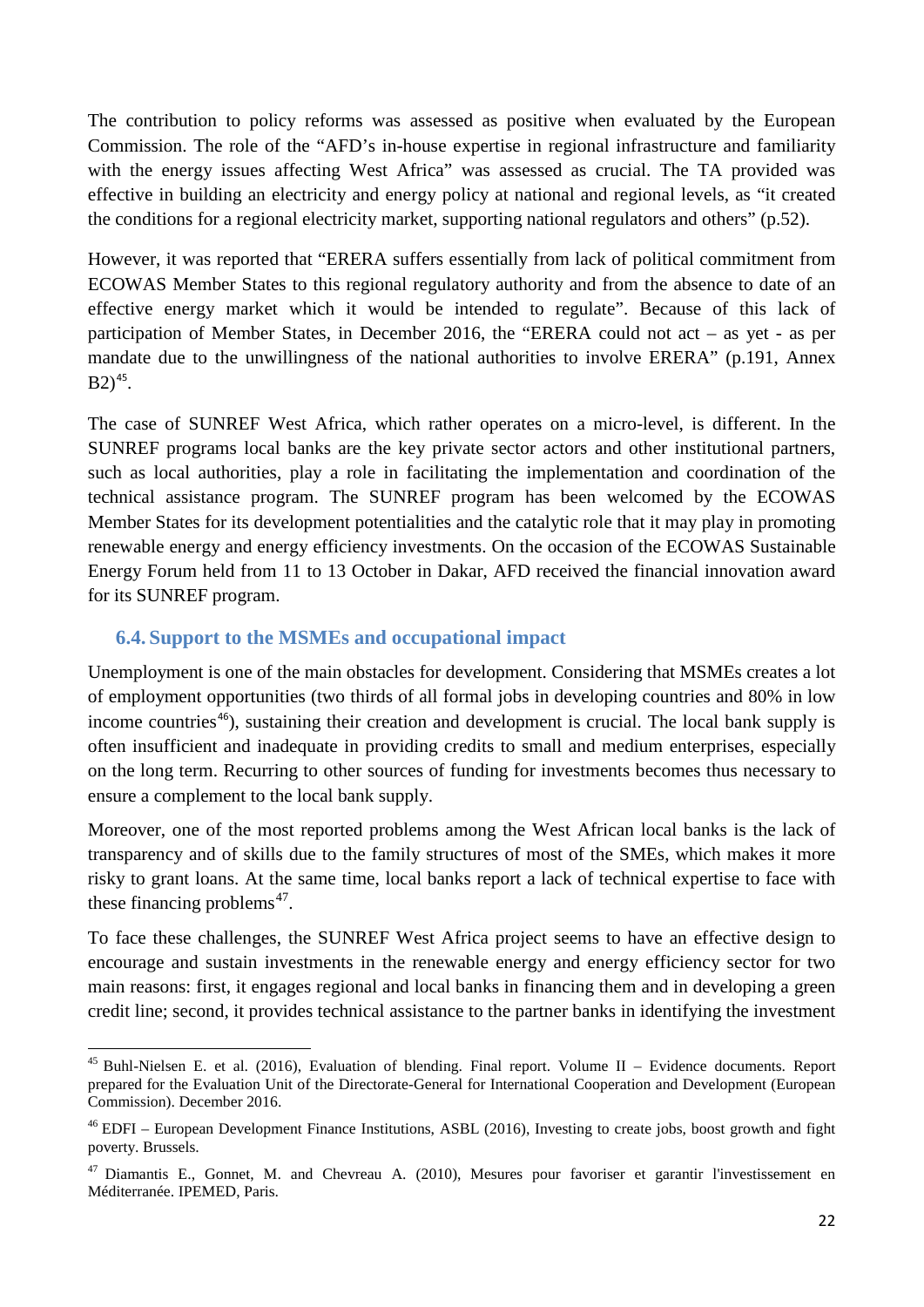The contribution to policy reforms was assessed as positive when evaluated by the European Commission. The role of the "AFD's in-house expertise in regional infrastructure and familiarity with the energy issues affecting West Africa" was assessed as crucial. The TA provided was effective in building an electricity and energy policy at national and regional levels, as "it created the conditions for a regional electricity market, supporting national regulators and others" (p.52).

However, it was reported that "ERERA suffers essentially from lack of political commitment from ECOWAS Member States to this regional regulatory authority and from the absence to date of an effective energy market which it would be intended to regulate". Because of this lack of participation of Member States, in December 2016, the "ERERA could not act – as yet - as per mandate due to the unwillingness of the national authorities to involve ERERA" (p.191, Annex B2)[45].

The case of SUNREF West Africa, which rather operates on a micro-level, is different. In the SUNREF programs local banks are the key private sector actors and other institutional partners, such as local authorities, play a role in facilitating the implementation and coordination of the technical assistance program. The SUNREF program has been welcomed by the ECOWAS Member States for its development potentialities and the catalytic role that it may play in promoting renewable energy and energy efficiency investments. On the occasion of the ECOWAS Sustainable Energy Forum held from 11 to 13 October in Dakar, AFD received the financial innovation award for its SUNREF program.

### 6.4. Support to the MSMEs and occupational impact

Unemployment is one of the main obstacles for development. Considering that MSMEs creates a lot of employment opportunities (two thirds of all formal jobs in developing countries and 80% in low income countries[46]), sustaining their creation and development is crucial. The local bank supply is often insufficient and inadequate in providing credits to small and medium enterprises, especially on the long term. Recurring to other sources of funding for investments becomes thus necessary to ensure a complement to the local bank supply.

Moreover, one of the most reported problems among the West African local banks is the lack of transparency and of skills due to the family structures of most of the SMEs, which makes it more risky to grant loans. At the same time, local banks report a lack of technical expertise to face with these financing problems[47].

To face these challenges, the SUNREF West Africa project seems to have an effective design to encourage and sustain investments in the renewable energy and energy efficiency sector for two main reasons: first, it engages regional and local banks in financing them and in developing a green credit line; second, it provides technical assistance to the partner banks in identifying the investment

---

[45] Buhl-Nielsen E. et al. (2016), Evaluation of blending. Final report. Volume II – Evidence documents. Report prepared for the Evaluation Unit of the Directorate-General for International Cooperation and Development (European Commission). December 2016.

[46] EDFI – European Development Finance Institutions, ASBL (2016), Investing to create jobs, boost growth and fight poverty. Brussels.

[47] Diamantis E., Gonnet, M. and Chevreau A. (2010), Mesures pour favoriser et garantir l'investissement en Méditerranée. IPEMED, Paris.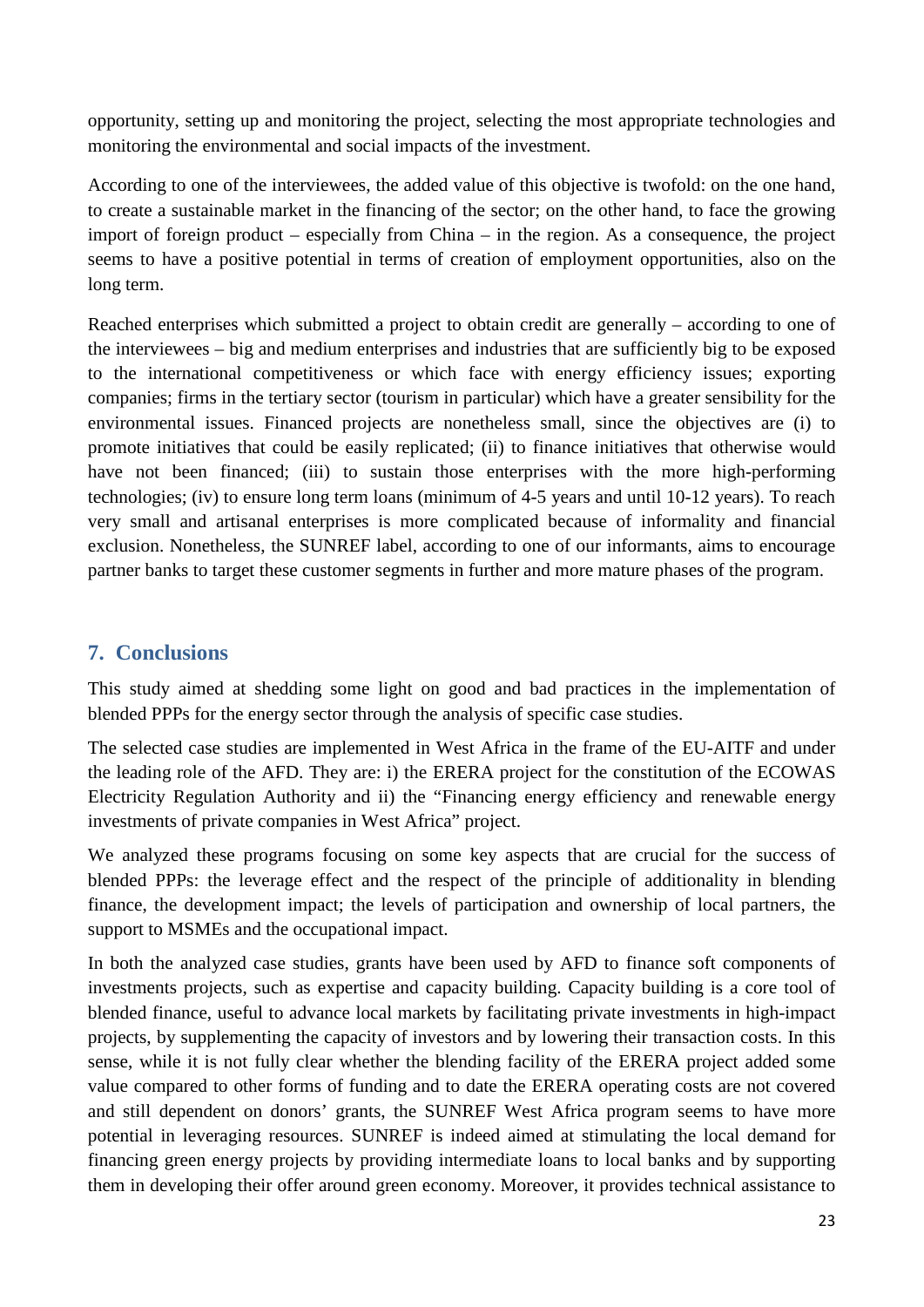opportunity, setting up and monitoring the project, selecting the most appropriate technologies and monitoring the environmental and social impacts of the investment.

According to one of the interviewees, the added value of this objective is twofold: on the one hand, to create a sustainable market in the financing of the sector; on the other hand, to face the growing import of foreign product – especially from China – in the region. As a consequence, the project seems to have a positive potential in terms of creation of employment opportunities, also on the long term.

Reached enterprises which submitted a project to obtain credit are generally – according to one of the interviewees – big and medium enterprises and industries that are sufficiently big to be exposed to the international competitiveness or which face with energy efficiency issues; exporting companies; firms in the tertiary sector (tourism in particular) which have a greater sensibility for the environmental issues. Financed projects are nonetheless small, since the objectives are (i) to promote initiatives that could be easily replicated; (ii) to finance initiatives that otherwise would have not been financed; (iii) to sustain those enterprises with the more high-performing technologies; (iv) to ensure long term loans (minimum of 4-5 years and until 10-12 years). To reach very small and artisanal enterprises is more complicated because of informality and financial exclusion. Nonetheless, the SUNREF label, according to one of our informants, aims to encourage partner banks to target these customer segments in further and more mature phases of the program.

## 7. Conclusions

This study aimed at shedding some light on good and bad practices in the implementation of blended PPPs for the energy sector through the analysis of specific case studies.

The selected case studies are implemented in West Africa in the frame of the EU-AITF and under the leading role of the AFD. They are: i) the ERERA project for the constitution of the ECOWAS Electricity Regulation Authority and ii) the "Financing energy efficiency and renewable energy investments of private companies in West Africa" project.

We analyzed these programs focusing on some key aspects that are crucial for the success of blended PPPs: the leverage effect and the respect of the principle of additionality in blending finance, the development impact; the levels of participation and ownership of local partners, the support to MSMEs and the occupational impact.

In both the analyzed case studies, grants have been used by AFD to finance soft components of investments projects, such as expertise and capacity building. Capacity building is a core tool of blended finance, useful to advance local markets by facilitating private investments in high-impact projects, by supplementing the capacity of investors and by lowering their transaction costs. In this sense, while it is not fully clear whether the blending facility of the ERERA project added some value compared to other forms of funding and to date the ERERA operating costs are not covered and still dependent on donors' grants, the SUNREF West Africa program seems to have more potential in leveraging resources. SUNREF is indeed aimed at stimulating the local demand for financing green energy projects by providing intermediate loans to local banks and by supporting them in developing their offer around green economy. Moreover, it provides technical assistance to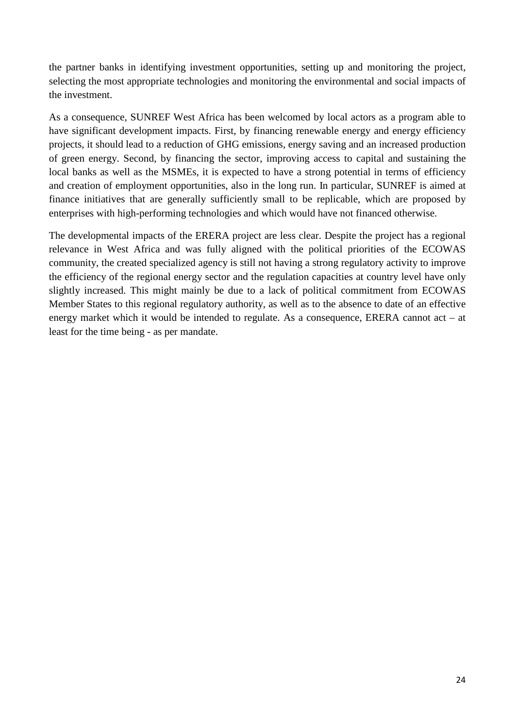the partner banks in identifying investment opportunities, setting up and monitoring the project, selecting the most appropriate technologies and monitoring the environmental and social impacts of the investment.

As a consequence, SUNREF West Africa has been welcomed by local actors as a program able to have significant development impacts. First, by financing renewable energy and energy efficiency projects, it should lead to a reduction of GHG emissions, energy saving and an increased production of green energy. Second, by financing the sector, improving access to capital and sustaining the local banks as well as the MSMEs, it is expected to have a strong potential in terms of efficiency and creation of employment opportunities, also in the long run. In particular, SUNREF is aimed at finance initiatives that are generally sufficiently small to be replicable, which are proposed by enterprises with high-performing technologies and which would have not financed otherwise.

The developmental impacts of the ERERA project are less clear. Despite the project has a regional relevance in West Africa and was fully aligned with the political priorities of the ECOWAS community, the created specialized agency is still not having a strong regulatory activity to improve the efficiency of the regional energy sector and the regulation capacities at country level have only slightly increased. This might mainly be due to a lack of political commitment from ECOWAS Member States to this regional regulatory authority, as well as to the absence to date of an effective energy market which it would be intended to regulate. As a consequence, ERERA cannot act – at least for the time being - as per mandate.